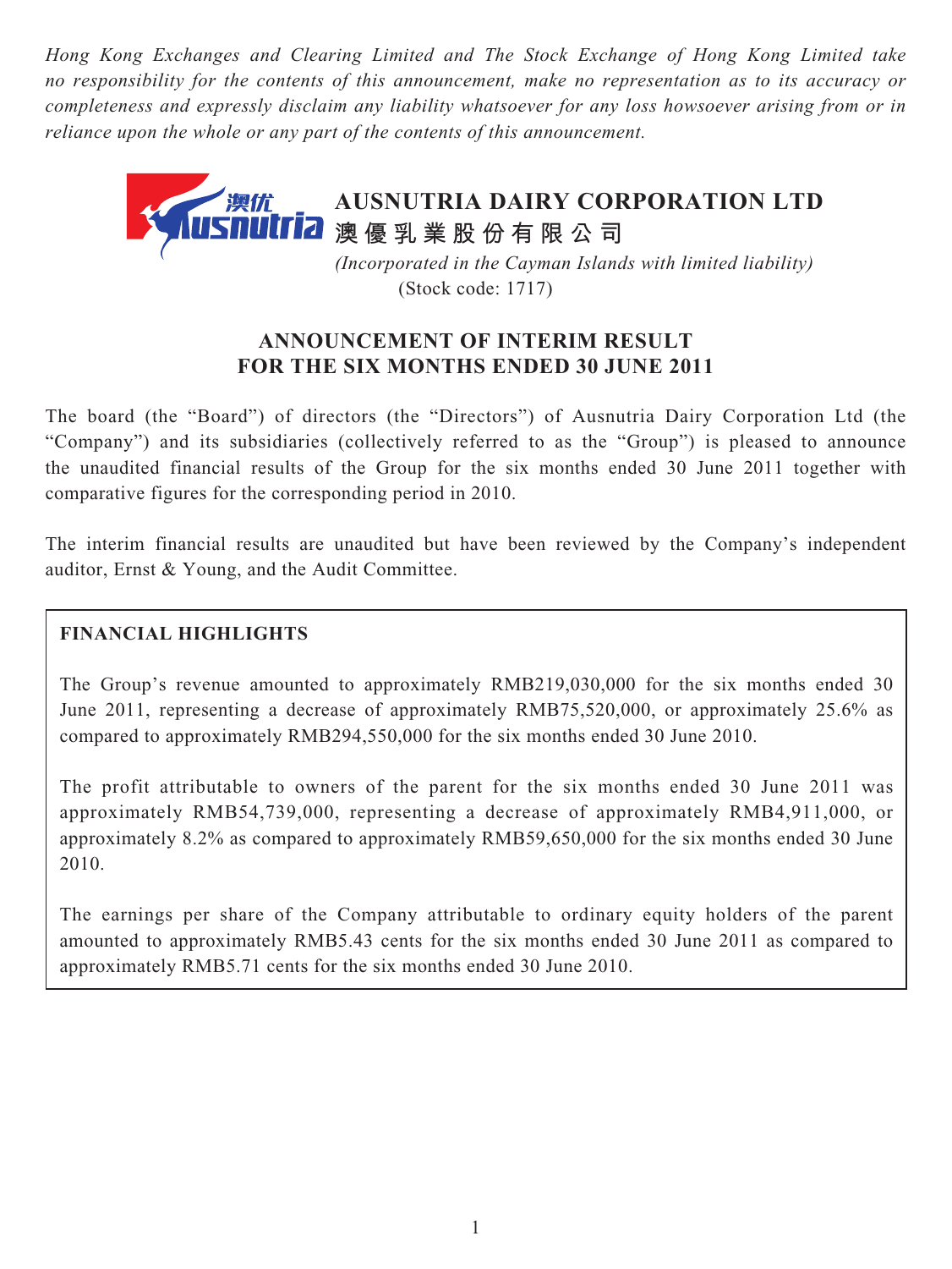*Hong Kong Exchanges and Clearing Limited and The Stock Exchange of Hong Kong Limited take no responsibility for the contents of this announcement, make no representation as to its accuracy or completeness and expressly disclaim any liability whatsoever for any loss howsoever arising from or in reliance upon the whole or any part of the contents of this announcement.*

# AUSNUTRIA DAIRY CORPORATION LTD
# 澳優乳業股份有限公司

*(Incorporated in the Cayman Islands with limited liability)*
(Stock code: 1717)

## ANNOUNCEMENT OF INTERIM RESULT FOR THE SIX MONTHS ENDED 30 JUNE 2011

The board (the "Board") of directors (the "Directors") of Ausnutria Dairy Corporation Ltd (the "Company") and its subsidiaries (collectively referred to as the "Group") is pleased to announce the unaudited financial results of the Group for the six months ended 30 June 2011 together with comparative figures for the corresponding period in 2010.

The interim financial results are unaudited but have been reviewed by the Company's independent auditor, Ernst & Young, and the Audit Committee.

### FINANCIAL HIGHLIGHTS

The Group's revenue amounted to approximately RMB219,030,000 for the six months ended 30 June 2011, representing a decrease of approximately RMB75,520,000, or approximately 25.6% as compared to approximately RMB294,550,000 for the six months ended 30 June 2010.

The profit attributable to owners of the parent for the six months ended 30 June 2011 was approximately RMB54,739,000, representing a decrease of approximately RMB4,911,000, or approximately 8.2% as compared to approximately RMB59,650,000 for the six months ended 30 June 2010.

The earnings per share of the Company attributable to ordinary equity holders of the parent amounted to approximately RMB5.43 cents for the six months ended 30 June 2011 as compared to approximately RMB5.71 cents for the six months ended 30 June 2010.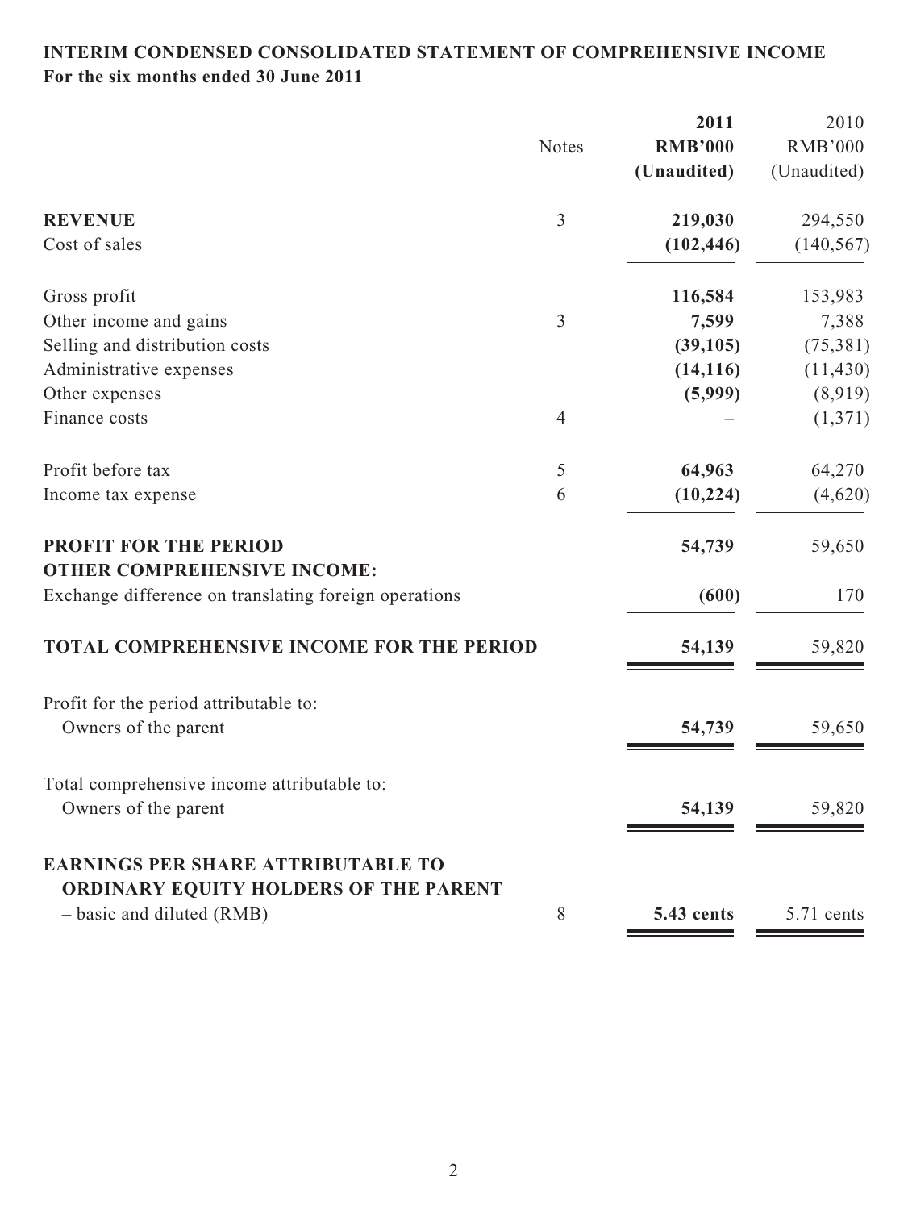**INTERIM CONDENSED CONSOLIDATED STATEMENT OF COMPREHENSIVE INCOME**
**For the six months ended 30 June 2011**

| | Notes | **2011** **RMB'000** **(Unaudited)** | 2010 RMB'000 (Unaudited) |
|---|---|---|---|
| **REVENUE** | 3 | **219,030** | 294,550 |
| Cost of sales | | **(102,446)** | (140,567) |
| Gross profit | | **116,584** | 153,983 |
| Other income and gains | 3 | **7,599** | 7,388 |
| Selling and distribution costs | | **(39,105)** | (75,381) |
| Administrative expenses | | **(14,116)** | (11,430) |
| Other expenses | | **(5,999)** | (8,919) |
| Finance costs | 4 | **–** | (1,371) |
| Profit before tax | 5 | **64,963** | 64,270 |
| Income tax expense | 6 | **(10,224)** | (4,620) |
| **PROFIT FOR THE PERIOD** | | **54,739** | 59,650 |
| **OTHER COMPREHENSIVE INCOME:** | | | |
| Exchange difference on translating foreign operations | | **(600)** | 170 |
| **TOTAL COMPREHENSIVE INCOME FOR THE PERIOD** | | **54,139** | 59,820 |
| Profit for the period attributable to: | | | |
| Owners of the parent | | **54,739** | 59,650 |
| Total comprehensive income attributable to: | | | |
| Owners of the parent | | **54,139** | 59,820 |
| **EARNINGS PER SHARE ATTRIBUTABLE TO ORDINARY EQUITY HOLDERS OF THE PARENT** | | | |
| – basic and diluted (RMB) | 8 | **5.43 cents** | 5.71 cents |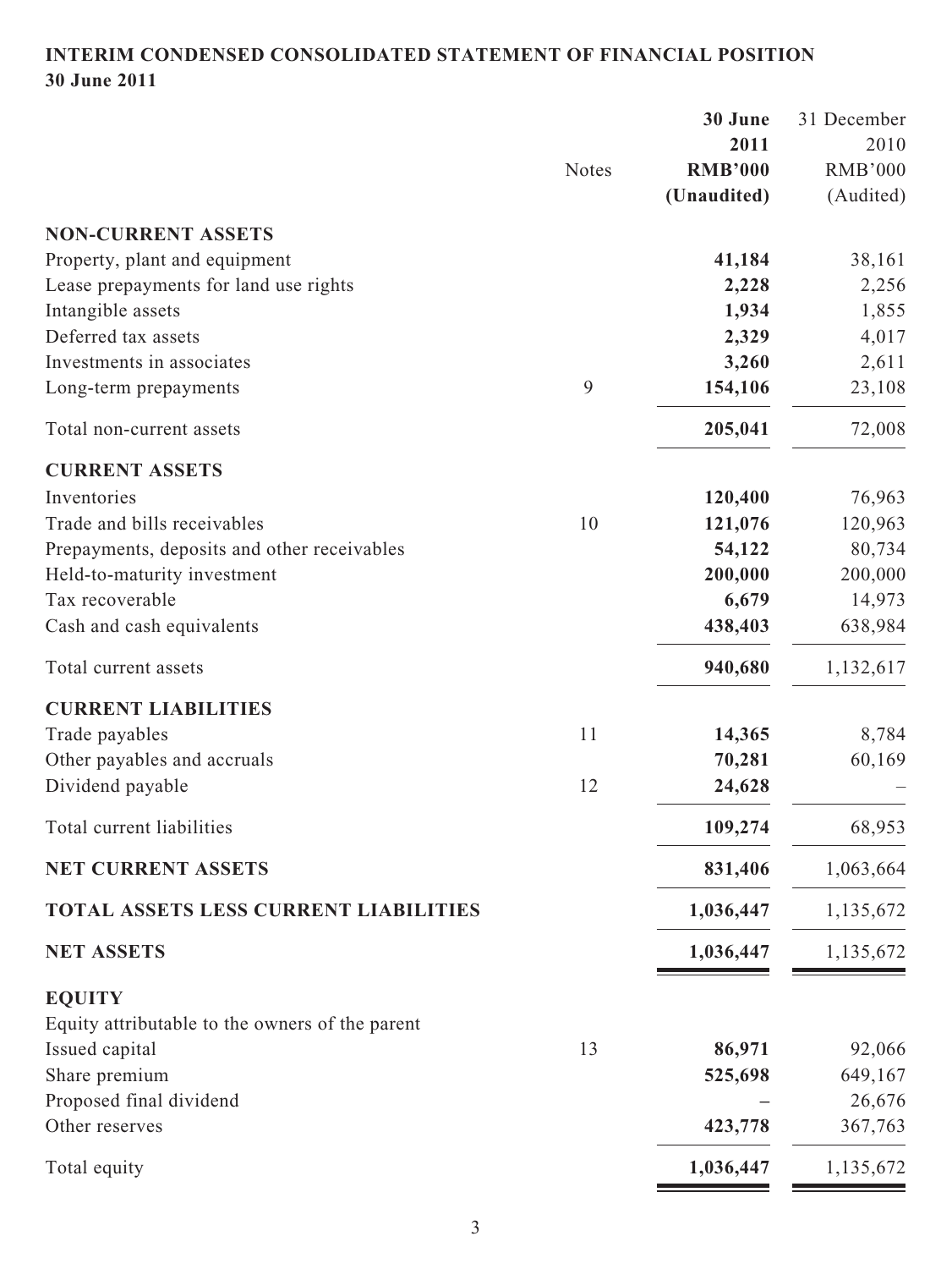**INTERIM CONDENSED CONSOLIDATED STATEMENT OF FINANCIAL POSITION**
**30 June 2011**

| | Notes | **30 June 2011 RMB'000 (Unaudited)** | 31 December 2010 RMB'000 (Audited) |
|---|---|---|---|
| **NON-CURRENT ASSETS** | | | |
| Property, plant and equipment | | **41,184** | 38,161 |
| Lease prepayments for land use rights | | **2,228** | 2,256 |
| Intangible assets | | **1,934** | 1,855 |
| Deferred tax assets | | **2,329** | 4,017 |
| Investments in associates | | **3,260** | 2,611 |
| Long-term prepayments | 9 | **154,106** | 23,108 |
| Total non-current assets | | **205,041** | 72,008 |
| **CURRENT ASSETS** | | | |
| Inventories | | **120,400** | 76,963 |
| Trade and bills receivables | 10 | **121,076** | 120,963 |
| Prepayments, deposits and other receivables | | **54,122** | 80,734 |
| Held-to-maturity investment | | **200,000** | 200,000 |
| Tax recoverable | | **6,679** | 14,973 |
| Cash and cash equivalents | | **438,403** | 638,984 |
| Total current assets | | **940,680** | 1,132,617 |
| **CURRENT LIABILITIES** | | | |
| Trade payables | 11 | **14,365** | 8,784 |
| Other payables and accruals | | **70,281** | 60,169 |
| Dividend payable | 12 | **24,628** | – |
| Total current liabilities | | **109,274** | 68,953 |
| **NET CURRENT ASSETS** | | **831,406** | 1,063,664 |
| **TOTAL ASSETS LESS CURRENT LIABILITIES** | | **1,036,447** | 1,135,672 |
| **NET ASSETS** | | **1,036,447** | 1,135,672 |
| **EQUITY** | | | |
| Equity attributable to the owners of the parent | | | |
| Issued capital | 13 | **86,971** | 92,066 |
| Share premium | | **525,698** | 649,167 |
| Proposed final dividend | | **–** | 26,676 |
| Other reserves | | **423,778** | 367,763 |
| Total equity | | **1,036,447** | 1,135,672 |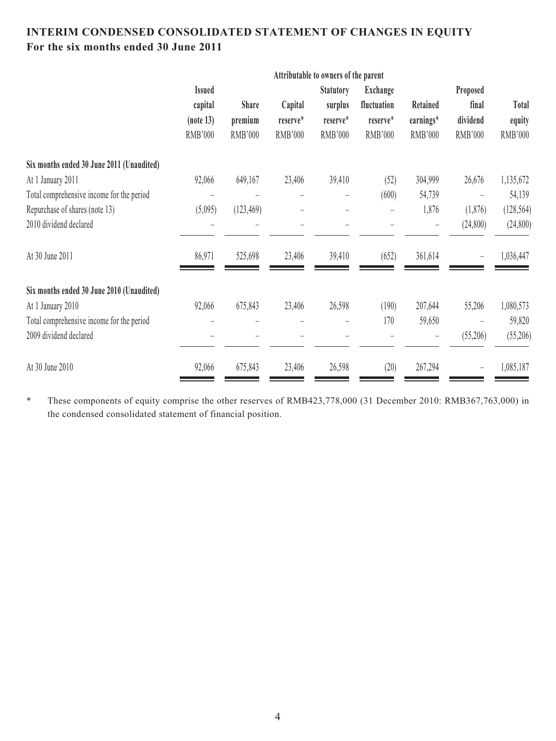# INTERIM CONDENSED CONSOLIDATED STATEMENT OF CHANGES IN EQUITY

## For the six months ended 30 June 2011

| | Attributable to owners of the parent | | | | | | | |
|---|---|---|---|---|---|---|---|---|
| | Issued capital (note 13) | Share premium | Capital reserve* | Statutory surplus reserve* | Exchange fluctuation reserve* | Retained earnings* | Proposed final dividend | Total equity |
| | RMB'000 | RMB'000 | RMB'000 | RMB'000 | RMB'000 | RMB'000 | RMB'000 | RMB'000 |
| **Six months ended 30 June 2011 (Unaudited)** | | | | | | | | |
| At 1 January 2011 | 92,066 | 649,167 | 23,406 | 39,410 | (52) | 304,999 | 26,676 | 1,135,672 |
| Total comprehensive income for the period | – | – | – | – | (600) | 54,739 | – | 54,139 |
| Repurchase of shares (note 13) | (5,095) | (123,469) | – | – | – | 1,876 | (1,876) | (128,564) |
| 2010 dividend declared | – | – | – | – | – | – | (24,800) | (24,800) |
| At 30 June 2011 | 86,971 | 525,698 | 23,406 | 39,410 | (652) | 361,614 | – | 1,036,447 |
| **Six months ended 30 June 2010 (Unaudited)** | | | | | | | | |
| At 1 January 2010 | 92,066 | 675,843 | 23,406 | 26,598 | (190) | 207,644 | 55,206 | 1,080,573 |
| Total comprehensive income for the period | – | – | – | – | 170 | 59,650 | – | 59,820 |
| 2009 dividend declared | – | – | – | – | – | – | (55,206) | (55,206) |
| At 30 June 2010 | 92,066 | 675,843 | 23,406 | 26,598 | (20) | 267,294 | – | 1,085,187 |

\* These components of equity comprise the other reserves of RMB423,778,000 (31 December 2010: RMB367,763,000) in the condensed consolidated statement of financial position.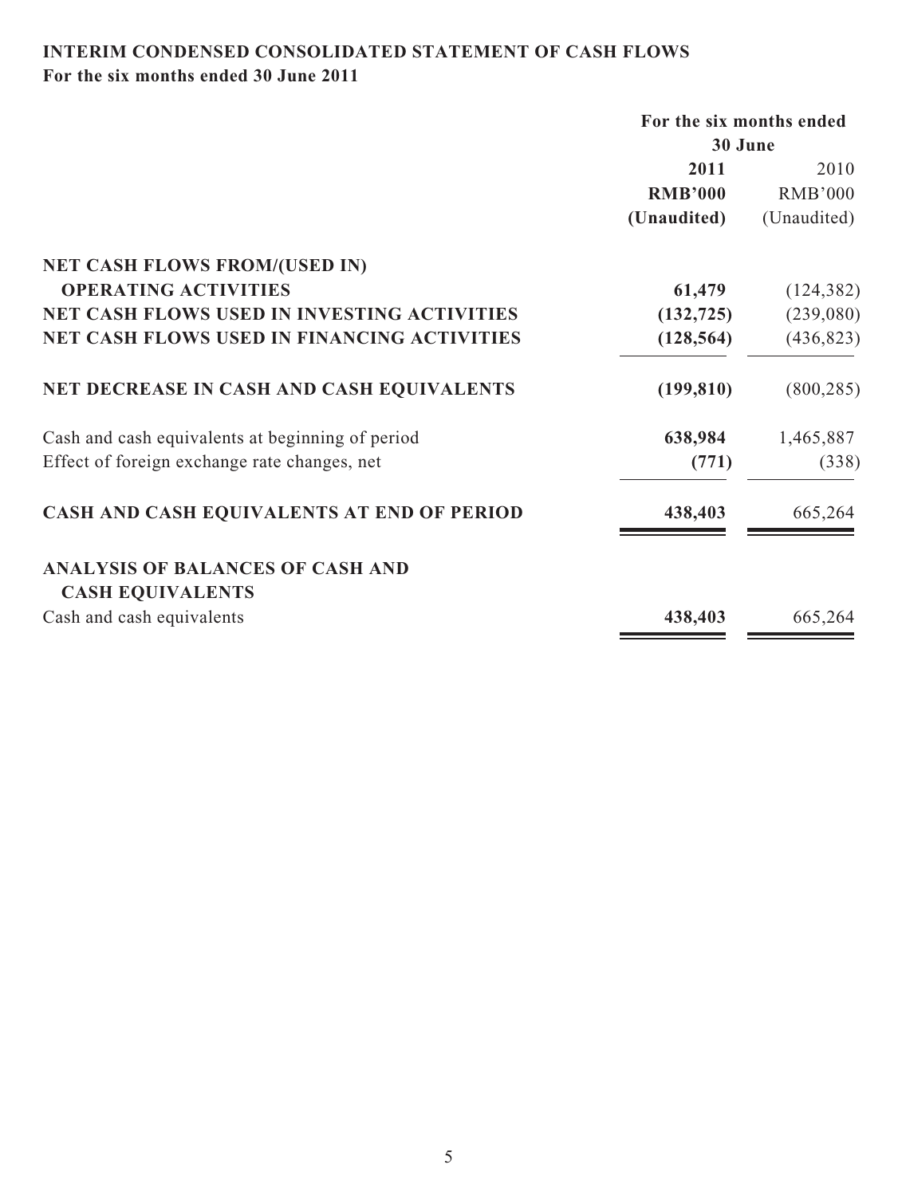# INTERIM CONDENSED CONSOLIDATED STATEMENT OF CASH FLOWS

**For the six months ended 30 June 2011**

| | For the six months ended 30 June | |
|---|---|---|
| | **2011** | 2010 |
| | **RMB'000** | RMB'000 |
| | **(Unaudited)** | (Unaudited) |
| **NET CASH FLOWS FROM/(USED IN) OPERATING ACTIVITIES** | **61,479** | (124,382) |
| **NET CASH FLOWS USED IN INVESTING ACTIVITIES** | **(132,725)** | (239,080) |
| **NET CASH FLOWS USED IN FINANCING ACTIVITIES** | **(128,564)** | (436,823) |
| **NET DECREASE IN CASH AND CASH EQUIVALENTS** | **(199,810)** | (800,285) |
| Cash and cash equivalents at beginning of period | **638,984** | 1,465,887 |
| Effect of foreign exchange rate changes, net | **(771)** | (338) |
| **CASH AND CASH EQUIVALENTS AT END OF PERIOD** | **438,403** | 665,264 |
| **ANALYSIS OF BALANCES OF CASH AND CASH EQUIVALENTS** | | |
| Cash and cash equivalents | **438,403** | 665,264 |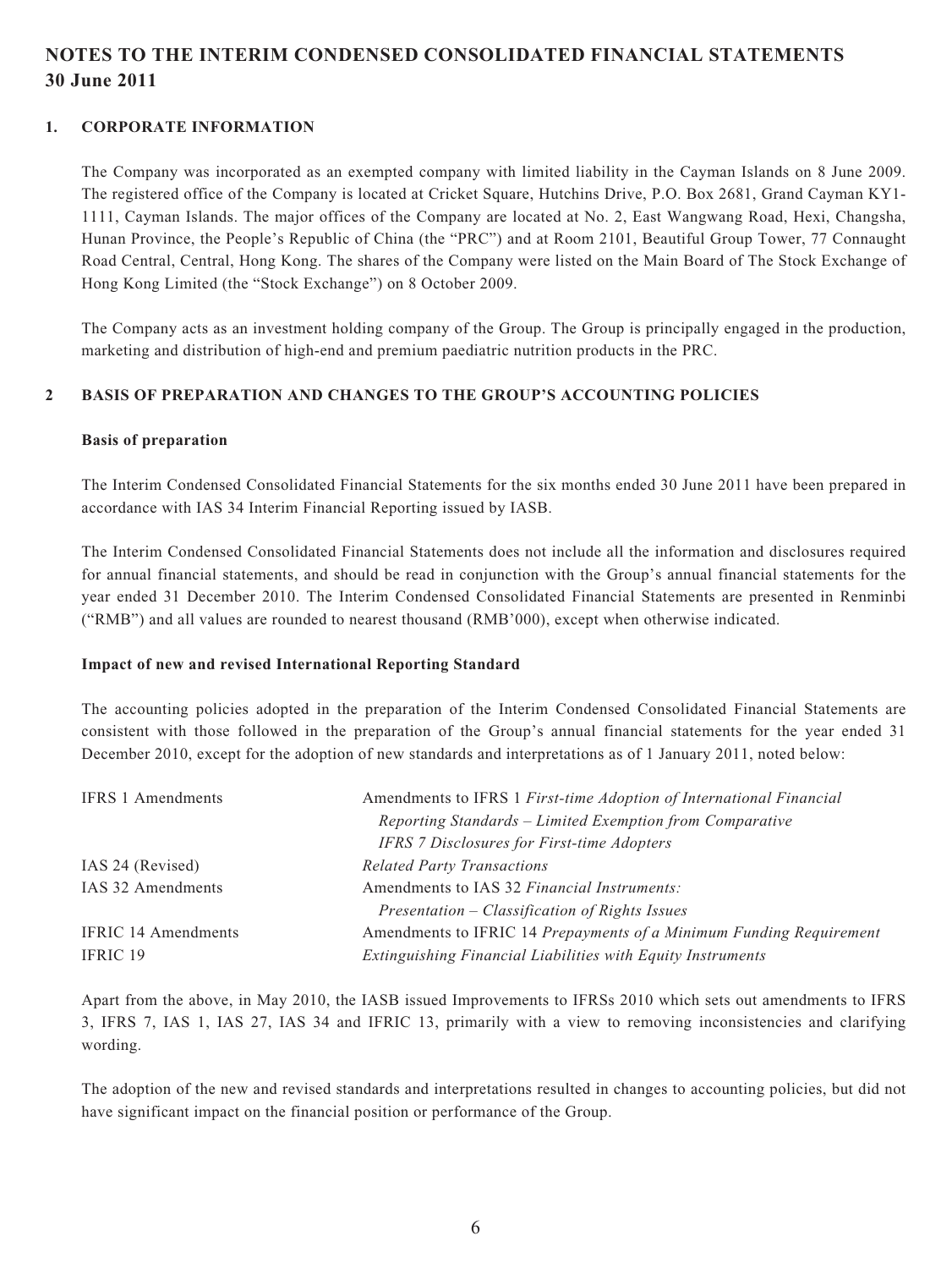# NOTES TO THE INTERIM CONDENSED CONSOLIDATED FINANCIAL STATEMENTS
# 30 June 2011

## 1. CORPORATE INFORMATION

The Company was incorporated as an exempted company with limited liability in the Cayman Islands on 8 June 2009. The registered office of the Company is located at Cricket Square, Hutchins Drive, P.O. Box 2681, Grand Cayman KY1-1111, Cayman Islands. The major offices of the Company are located at No. 2, East Wangwang Road, Hexi, Changsha, Hunan Province, the People's Republic of China (the "PRC") and at Room 2101, Beautiful Group Tower, 77 Connaught Road Central, Central, Hong Kong. The shares of the Company were listed on the Main Board of The Stock Exchange of Hong Kong Limited (the "Stock Exchange") on 8 October 2009.

The Company acts as an investment holding company of the Group. The Group is principally engaged in the production, marketing and distribution of high-end and premium paediatric nutrition products in the PRC.

## 2 BASIS OF PREPARATION AND CHANGES TO THE GROUP'S ACCOUNTING POLICIES

**Basis of preparation**

The Interim Condensed Consolidated Financial Statements for the six months ended 30 June 2011 have been prepared in accordance with IAS 34 Interim Financial Reporting issued by IASB.

The Interim Condensed Consolidated Financial Statements does not include all the information and disclosures required for annual financial statements, and should be read in conjunction with the Group's annual financial statements for the year ended 31 December 2010. The Interim Condensed Consolidated Financial Statements are presented in Renminbi ("RMB") and all values are rounded to nearest thousand (RMB'000), except when otherwise indicated.

**Impact of new and revised International Reporting Standard**

The accounting policies adopted in the preparation of the Interim Condensed Consolidated Financial Statements are consistent with those followed in the preparation of the Group's annual financial statements for the year ended 31 December 2010, except for the adoption of new standards and interpretations as of 1 January 2011, noted below:

| | |
|---|---|
| IFRS 1 Amendments | Amendments to IFRS 1 *First-time Adoption of International Financial Reporting Standards – Limited Exemption from Comparative IFRS 7 Disclosures for First-time Adopters* |
| IAS 24 (Revised) | *Related Party Transactions* |
| IAS 32 Amendments | Amendments to IAS 32 *Financial Instruments: Presentation – Classification of Rights Issues* |
| IFRIC 14 Amendments | Amendments to IFRIC 14 *Prepayments of a Minimum Funding Requirement* |
| IFRIC 19 | *Extinguishing Financial Liabilities with Equity Instruments* |

Apart from the above, in May 2010, the IASB issued Improvements to IFRSs 2010 which sets out amendments to IFRS 3, IFRS 7, IAS 1, IAS 27, IAS 34 and IFRIC 13, primarily with a view to removing inconsistencies and clarifying wording.

The adoption of the new and revised standards and interpretations resulted in changes to accounting policies, but did not have significant impact on the financial position or performance of the Group.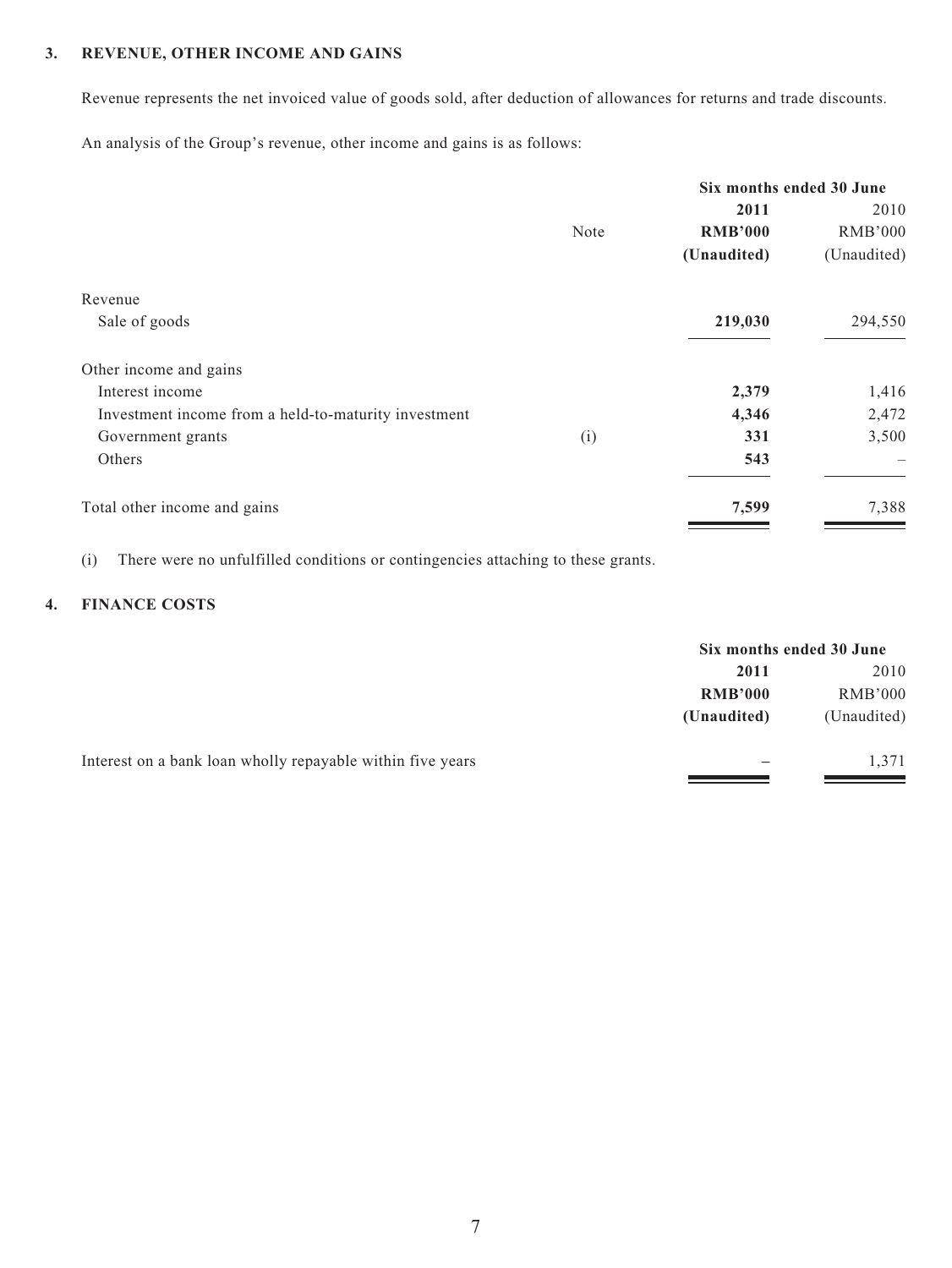## 3. REVENUE, OTHER INCOME AND GAINS

Revenue represents the net invoiced value of goods sold, after deduction of allowances for returns and trade discounts.

An analysis of the Group's revenue, other income and gains is as follows:

| | Note | Six months ended 30 June | |
|---|---|---|---|
| | | **2011** | 2010 |
| | | **RMB'000** | RMB'000 |
| | | **(Unaudited)** | (Unaudited) |
| Revenue | | | |
| Sale of goods | | **219,030** | 294,550 |
| Other income and gains | | | |
| Interest income | | **2,379** | 1,416 |
| Investment income from a held-to-maturity investment | | **4,346** | 2,472 |
| Government grants | (i) | **331** | 3,500 |
| Others | | **543** | – |
| Total other income and gains | | **7,599** | 7,388 |

(i) There were no unfulfilled conditions or contingencies attaching to these grants.

## 4. FINANCE COSTS

| | Six months ended 30 June | |
|---|---|---|
| | **2011** | 2010 |
| | **RMB'000** | RMB'000 |
| | **(Unaudited)** | (Unaudited) |
| Interest on a bank loan wholly repayable within five years | **–** | 1,371 |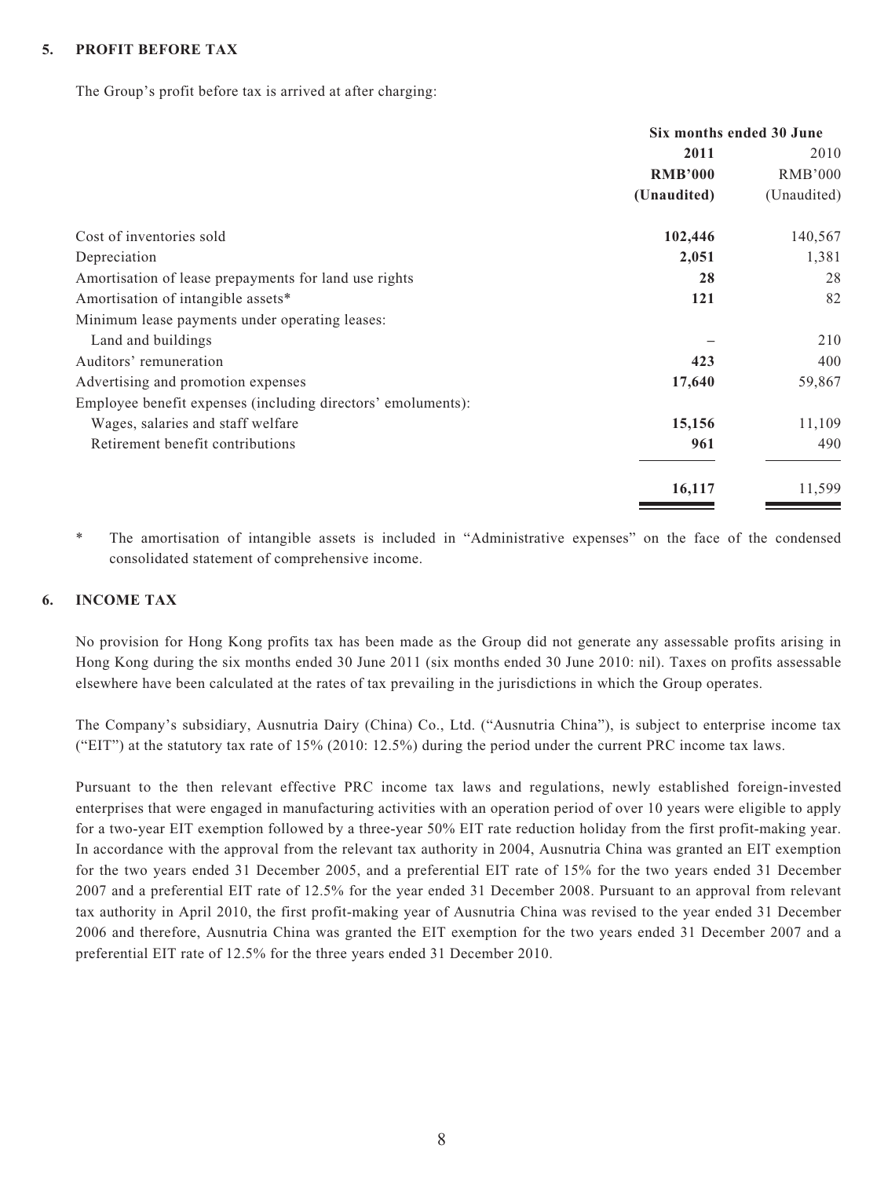## 5. PROFIT BEFORE TAX

The Group's profit before tax is arrived at after charging:

| | Six months ended 30 June | |
|---|---|---|
| | **2011** | 2010 |
| | **RMB'000** | RMB'000 |
| | **(Unaudited)** | (Unaudited) |
| Cost of inventories sold | **102,446** | 140,567 |
| Depreciation | **2,051** | 1,381 |
| Amortisation of lease prepayments for land use rights | **28** | 28 |
| Amortisation of intangible assets* | **121** | 82 |
| Minimum lease payments under operating leases: | | |
| Land and buildings | **–** | 210 |
| Auditors' remuneration | **423** | 400 |
| Advertising and promotion expenses | **17,640** | 59,867 |
| Employee benefit expenses (including directors' emoluments): | | |
| Wages, salaries and staff welfare | **15,156** | 11,109 |
| Retirement benefit contributions | **961** | 490 |
| | **16,117** | 11,599 |

\* The amortisation of intangible assets is included in "Administrative expenses" on the face of the condensed consolidated statement of comprehensive income.

## 6. INCOME TAX

No provision for Hong Kong profits tax has been made as the Group did not generate any assessable profits arising in Hong Kong during the six months ended 30 June 2011 (six months ended 30 June 2010: nil). Taxes on profits assessable elsewhere have been calculated at the rates of tax prevailing in the jurisdictions in which the Group operates.

The Company's subsidiary, Ausnutria Dairy (China) Co., Ltd. ("Ausnutria China"), is subject to enterprise income tax ("EIT") at the statutory tax rate of 15% (2010: 12.5%) during the period under the current PRC income tax laws.

Pursuant to the then relevant effective PRC income tax laws and regulations, newly established foreign-invested enterprises that were engaged in manufacturing activities with an operation period of over 10 years were eligible to apply for a two-year EIT exemption followed by a three-year 50% EIT rate reduction holiday from the first profit-making year. In accordance with the approval from the relevant tax authority in 2004, Ausnutria China was granted an EIT exemption for the two years ended 31 December 2005, and a preferential EIT rate of 15% for the two years ended 31 December 2007 and a preferential EIT rate of 12.5% for the year ended 31 December 2008. Pursuant to an approval from relevant tax authority in April 2010, the first profit-making year of Ausnutria China was revised to the year ended 31 December 2006 and therefore, Ausnutria China was granted the EIT exemption for the two years ended 31 December 2007 and a preferential EIT rate of 12.5% for the three years ended 31 December 2010.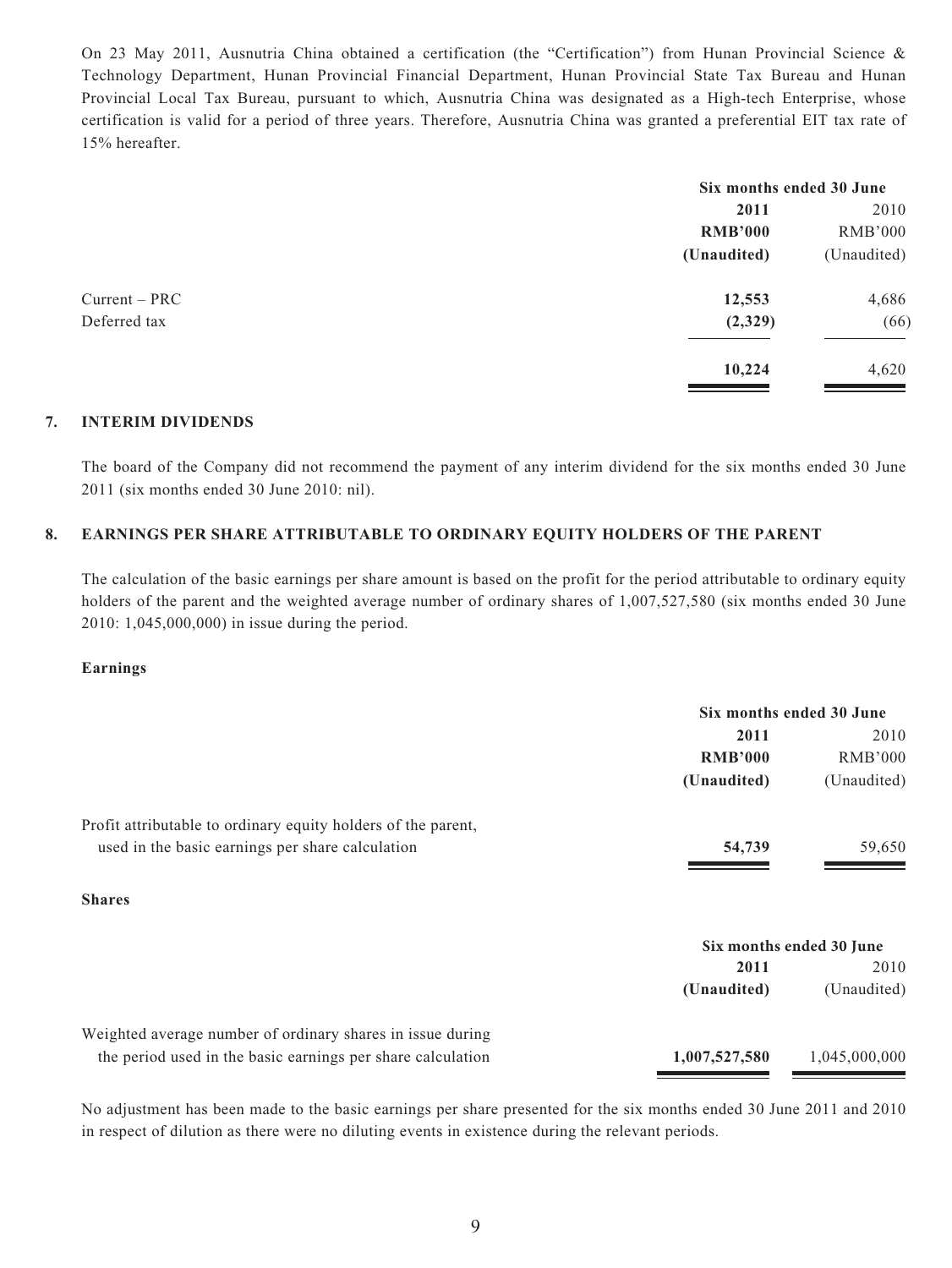On 23 May 2011, Ausnutria China obtained a certification (the "Certification") from Hunan Provincial Science & Technology Department, Hunan Provincial Financial Department, Hunan Provincial State Tax Bureau and Hunan Provincial Local Tax Bureau, pursuant to which, Ausnutria China was designated as a High-tech Enterprise, whose certification is valid for a period of three years. Therefore, Ausnutria China was granted a preferential EIT tax rate of 15% hereafter.

| | Six months ended 30 June | |
|---|---|---|
| | **2011** | 2010 |
| | **RMB'000** | RMB'000 |
| | **(Unaudited)** | (Unaudited) |
| Current – PRC | **12,553** | 4,686 |
| Deferred tax | **(2,329)** | (66) |
| | **10,224** | 4,620 |

## 7. INTERIM DIVIDENDS

The board of the Company did not recommend the payment of any interim dividend for the six months ended 30 June 2011 (six months ended 30 June 2010: nil).

## 8. EARNINGS PER SHARE ATTRIBUTABLE TO ORDINARY EQUITY HOLDERS OF THE PARENT

The calculation of the basic earnings per share amount is based on the profit for the period attributable to ordinary equity holders of the parent and the weighted average number of ordinary shares of 1,007,527,580 (six months ended 30 June 2010: 1,045,000,000) in issue during the period.

**Earnings**

| | Six months ended 30 June | |
|---|---|---|
| | **2011** | 2010 |
| | **RMB'000** | RMB'000 |
| | **(Unaudited)** | (Unaudited) |
| Profit attributable to ordinary equity holders of the parent, used in the basic earnings per share calculation | **54,739** | 59,650 |

**Shares**

| | Six months ended 30 June | |
|---|---|---|
| | **2011** | 2010 |
| | **(Unaudited)** | (Unaudited) |
| Weighted average number of ordinary shares in issue during the period used in the basic earnings per share calculation | **1,007,527,580** | 1,045,000,000 |

No adjustment has been made to the basic earnings per share presented for the six months ended 30 June 2011 and 2010 in respect of dilution as there were no diluting events in existence during the relevant periods.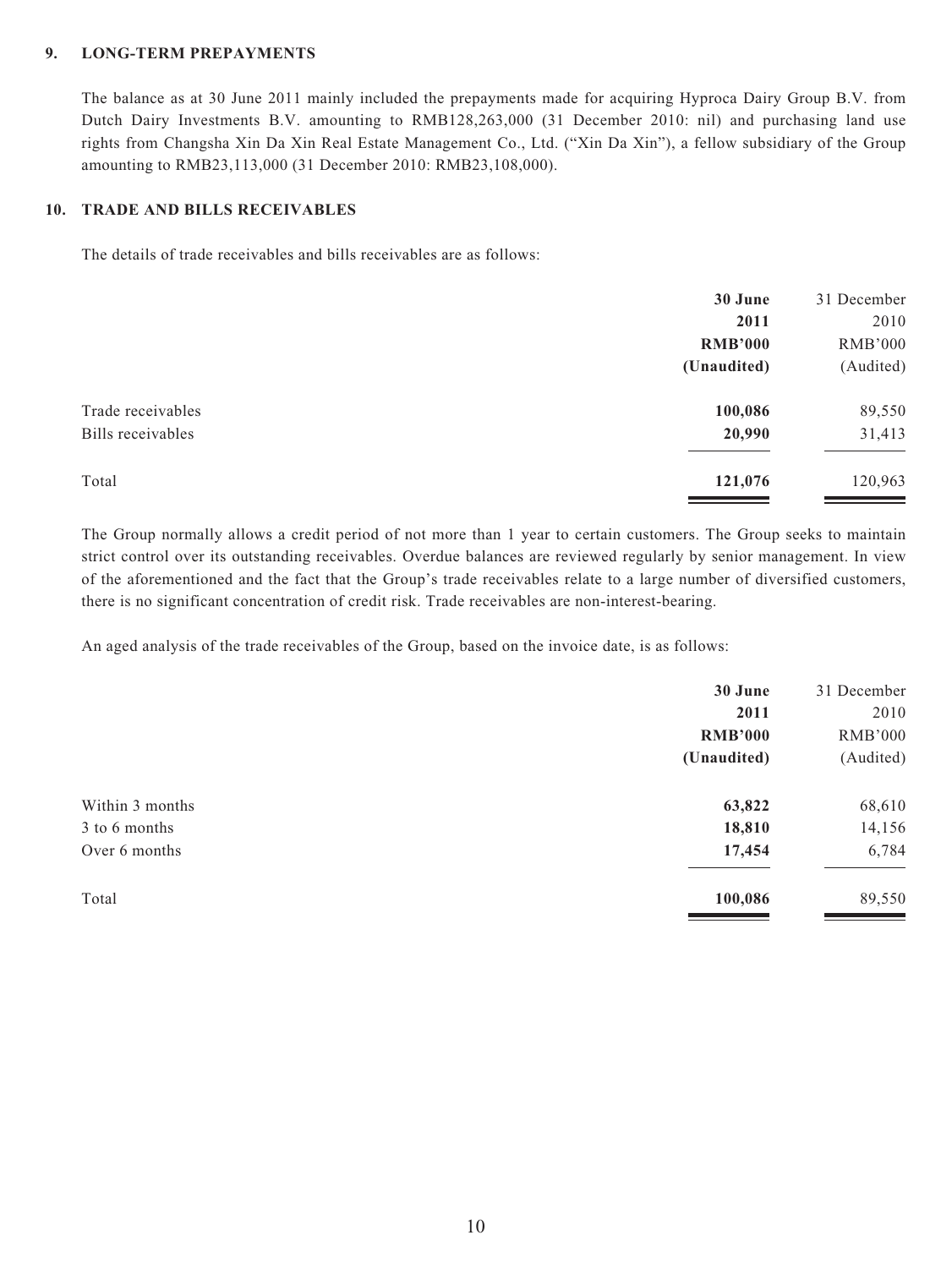## 9. LONG-TERM PREPAYMENTS

The balance as at 30 June 2011 mainly included the prepayments made for acquiring Hyproca Dairy Group B.V. from Dutch Dairy Investments B.V. amounting to RMB128,263,000 (31 December 2010: nil) and purchasing land use rights from Changsha Xin Da Xin Real Estate Management Co., Ltd. ("Xin Da Xin"), a fellow subsidiary of the Group amounting to RMB23,113,000 (31 December 2010: RMB23,108,000).

## 10. TRADE AND BILLS RECEIVABLES

The details of trade receivables and bills receivables are as follows:

| | **30 June 2011 RMB'000 (Unaudited)** | 31 December 2010 RMB'000 (Audited) |
|---|---|---|
| Trade receivables | **100,086** | 89,550 |
| Bills receivables | **20,990** | 31,413 |
| Total | **121,076** | 120,963 |

The Group normally allows a credit period of not more than 1 year to certain customers. The Group seeks to maintain strict control over its outstanding receivables. Overdue balances are reviewed regularly by senior management. In view of the aforementioned and the fact that the Group's trade receivables relate to a large number of diversified customers, there is no significant concentration of credit risk. Trade receivables are non-interest-bearing.

An aged analysis of the trade receivables of the Group, based on the invoice date, is as follows:

| | **30 June 2011 RMB'000 (Unaudited)** | 31 December 2010 RMB'000 (Audited) |
|---|---|---|
| Within 3 months | **63,822** | 68,610 |
| 3 to 6 months | **18,810** | 14,156 |
| Over 6 months | **17,454** | 6,784 |
| Total | **100,086** | 89,550 |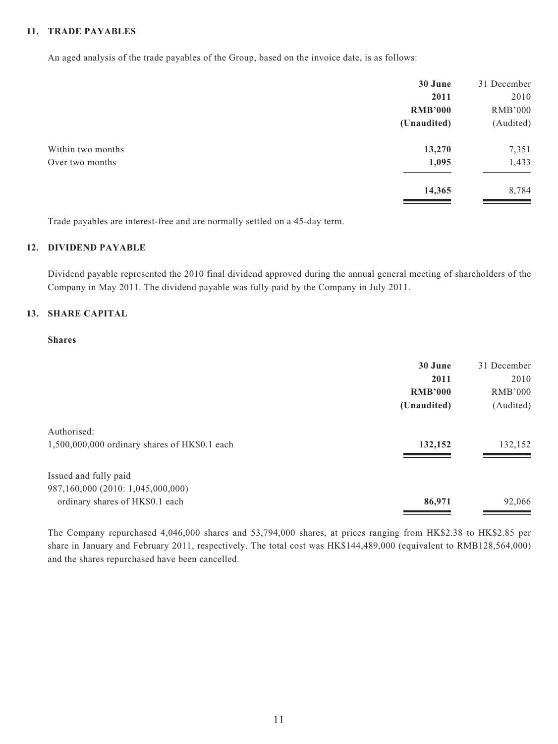## 11. TRADE PAYABLES

An aged analysis of the trade payables of the Group, based on the invoice date, is as follows:

| | **30 June 2011 RMB'000 (Unaudited)** | 31 December 2010 RMB'000 (Audited) |
|---|---|---|
| Within two months | **13,270** | 7,351 |
| Over two months | **1,095** | 1,433 |
| | **14,365** | 8,784 |

Trade payables are interest-free and are normally settled on a 45-day term.

## 12. DIVIDEND PAYABLE

Dividend payable represented the 2010 final dividend approved during the annual general meeting of shareholders of the Company in May 2011. The dividend payable was fully paid by the Company in July 2011.

## 13. SHARE CAPITAL

**Shares**

| | **30 June 2011 RMB'000 (Unaudited)** | 31 December 2010 RMB'000 (Audited) |
|---|---|---|
| Authorised: | | |
| 1,500,000,000 ordinary shares of HK$0.1 each | **132,152** | 132,152 |
| Issued and fully paid | | |
| 987,160,000 (2010: 1,045,000,000) ordinary shares of HK$0.1 each | **86,971** | 92,066 |

The Company repurchased 4,046,000 shares and 53,794,000 shares, at prices ranging from HK$2.38 to HK$2.85 per share in January and February 2011, respectively. The total cost was HK$144,489,000 (equivalent to RMB128,564,000) and the shares repurchased have been cancelled.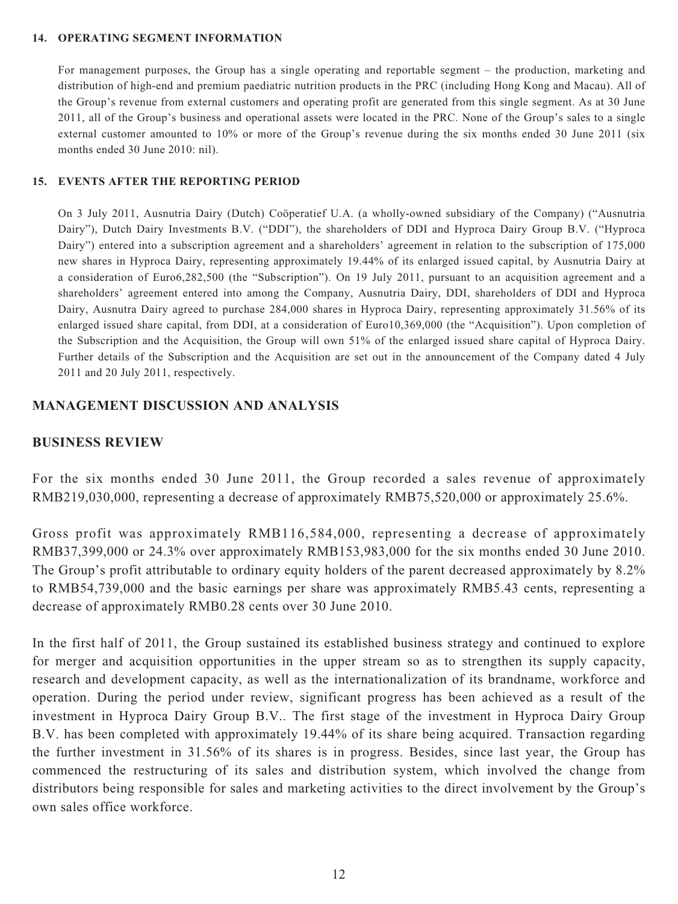### 14. OPERATING SEGMENT INFORMATION

For management purposes, the Group has a single operating and reportable segment – the production, marketing and distribution of high-end and premium paediatric nutrition products in the PRC (including Hong Kong and Macau). All of the Group's revenue from external customers and operating profit are generated from this single segment. As at 30 June 2011, all of the Group's business and operational assets were located in the PRC. None of the Group's sales to a single external customer amounted to 10% or more of the Group's revenue during the six months ended 30 June 2011 (six months ended 30 June 2010: nil).

### 15. EVENTS AFTER THE REPORTING PERIOD

On 3 July 2011, Ausnutria Dairy (Dutch) Coöperatief U.A. (a wholly-owned subsidiary of the Company) ("Ausnutria Dairy"), Dutch Dairy Investments B.V. ("DDI"), the shareholders of DDI and Hyproca Dairy Group B.V. ("Hyproca Dairy") entered into a subscription agreement and a shareholders' agreement in relation to the subscription of 175,000 new shares in Hyproca Dairy, representing approximately 19.44% of its enlarged issued capital, by Ausnutria Dairy at a consideration of Euro6,282,500 (the "Subscription"). On 19 July 2011, pursuant to an acquisition agreement and a shareholders' agreement entered into among the Company, Ausnutria Dairy, DDI, shareholders of DDI and Hyproca Dairy, Ausnutra Dairy agreed to purchase 284,000 shares in Hyproca Dairy, representing approximately 31.56% of its enlarged issued share capital, from DDI, at a consideration of Euro10,369,000 (the "Acquisition"). Upon completion of the Subscription and the Acquisition, the Group will own 51% of the enlarged issued share capital of Hyproca Dairy. Further details of the Subscription and the Acquisition are set out in the announcement of the Company dated 4 July 2011 and 20 July 2011, respectively.

## MANAGEMENT DISCUSSION AND ANALYSIS

## BUSINESS REVIEW

For the six months ended 30 June 2011, the Group recorded a sales revenue of approximately RMB219,030,000, representing a decrease of approximately RMB75,520,000 or approximately 25.6%.

Gross profit was approximately RMB116,584,000, representing a decrease of approximately RMB37,399,000 or 24.3% over approximately RMB153,983,000 for the six months ended 30 June 2010. The Group's profit attributable to ordinary equity holders of the parent decreased approximately by 8.2% to RMB54,739,000 and the basic earnings per share was approximately RMB5.43 cents, representing a decrease of approximately RMB0.28 cents over 30 June 2010.

In the first half of 2011, the Group sustained its established business strategy and continued to explore for merger and acquisition opportunities in the upper stream so as to strengthen its supply capacity, research and development capacity, as well as the internationalization of its brandname, workforce and operation. During the period under review, significant progress has been achieved as a result of the investment in Hyproca Dairy Group B.V.. The first stage of the investment in Hyproca Dairy Group B.V. has been completed with approximately 19.44% of its share being acquired. Transaction regarding the further investment in 31.56% of its shares is in progress. Besides, since last year, the Group has commenced the restructuring of its sales and distribution system, which involved the change from distributors being responsible for sales and marketing activities to the direct involvement by the Group's own sales office workforce.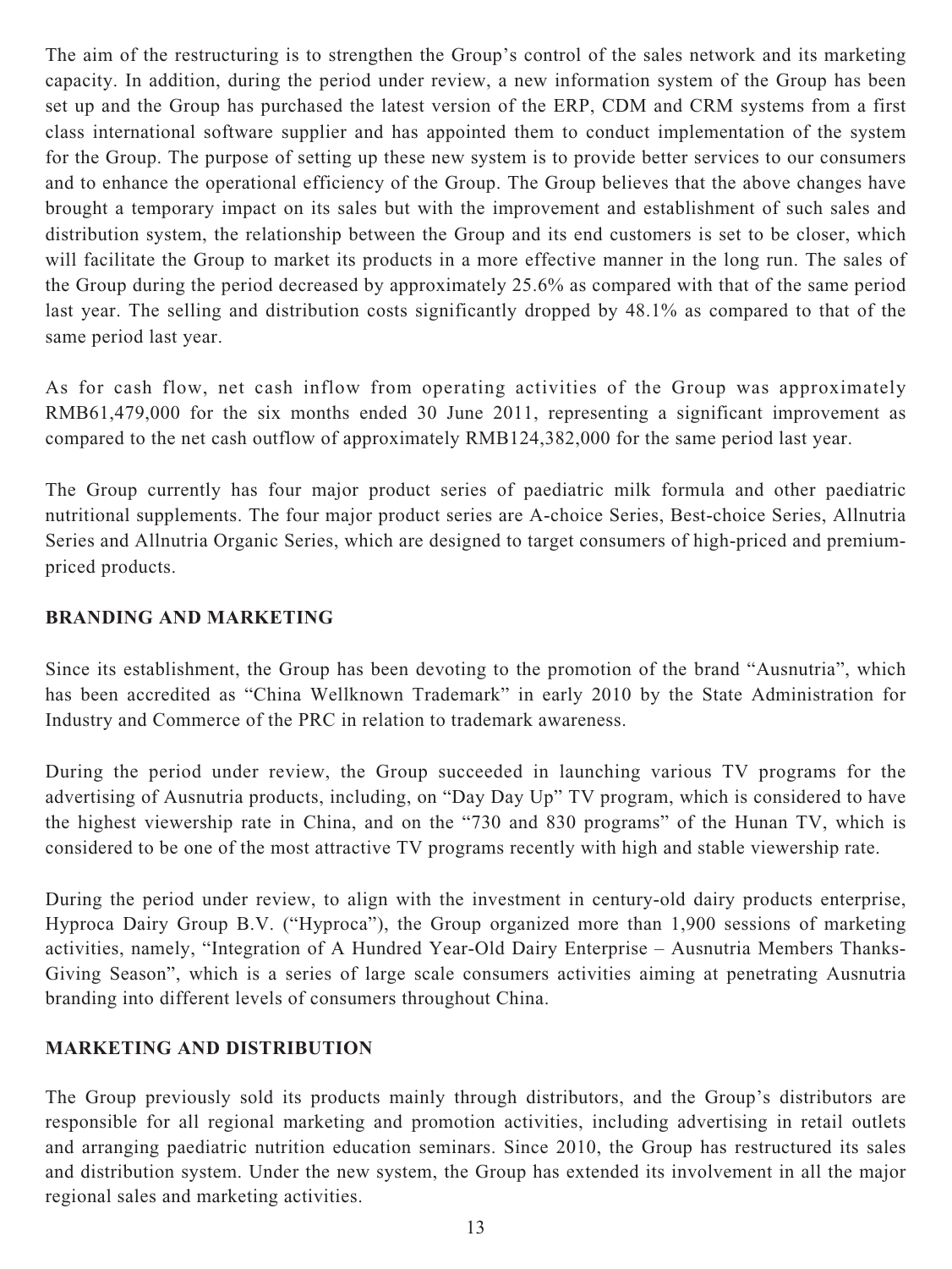The aim of the restructuring is to strengthen the Group's control of the sales network and its marketing capacity. In addition, during the period under review, a new information system of the Group has been set up and the Group has purchased the latest version of the ERP, CDM and CRM systems from a first class international software supplier and has appointed them to conduct implementation of the system for the Group. The purpose of setting up these new system is to provide better services to our consumers and to enhance the operational efficiency of the Group. The Group believes that the above changes have brought a temporary impact on its sales but with the improvement and establishment of such sales and distribution system, the relationship between the Group and its end customers is set to be closer, which will facilitate the Group to market its products in a more effective manner in the long run. The sales of the Group during the period decreased by approximately 25.6% as compared with that of the same period last year. The selling and distribution costs significantly dropped by 48.1% as compared to that of the same period last year.

As for cash flow, net cash inflow from operating activities of the Group was approximately RMB61,479,000 for the six months ended 30 June 2011, representing a significant improvement as compared to the net cash outflow of approximately RMB124,382,000 for the same period last year.

The Group currently has four major product series of paediatric milk formula and other paediatric nutritional supplements. The four major product series are A-choice Series, Best-choice Series, Allnutria Series and Allnutria Organic Series, which are designed to target consumers of high-priced and premium-priced products.

## BRANDING AND MARKETING

Since its establishment, the Group has been devoting to the promotion of the brand "Ausnutria", which has been accredited as "China Wellknown Trademark" in early 2010 by the State Administration for Industry and Commerce of the PRC in relation to trademark awareness.

During the period under review, the Group succeeded in launching various TV programs for the advertising of Ausnutria products, including, on "Day Day Up" TV program, which is considered to have the highest viewership rate in China, and on the "730 and 830 programs" of the Hunan TV, which is considered to be one of the most attractive TV programs recently with high and stable viewership rate.

During the period under review, to align with the investment in century-old dairy products enterprise, Hyproca Dairy Group B.V. ("Hyproca"), the Group organized more than 1,900 sessions of marketing activities, namely, "Integration of A Hundred Year-Old Dairy Enterprise – Ausnutria Members Thanks-Giving Season", which is a series of large scale consumers activities aiming at penetrating Ausnutria branding into different levels of consumers throughout China.

## MARKETING AND DISTRIBUTION

The Group previously sold its products mainly through distributors, and the Group's distributors are responsible for all regional marketing and promotion activities, including advertising in retail outlets and arranging paediatric nutrition education seminars. Since 2010, the Group has restructured its sales and distribution system. Under the new system, the Group has extended its involvement in all the major regional sales and marketing activities.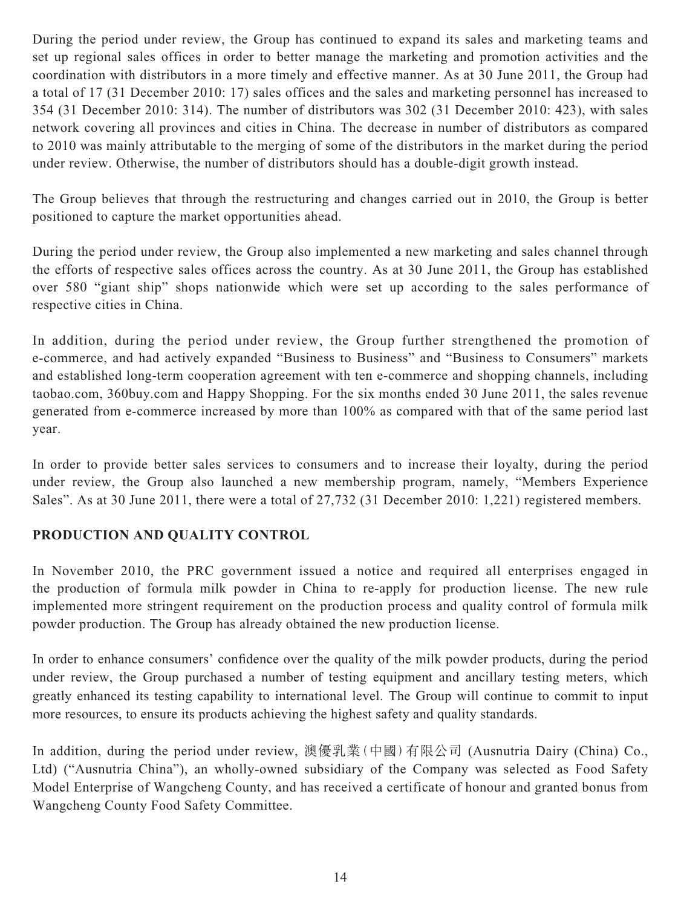During the period under review, the Group has continued to expand its sales and marketing teams and set up regional sales offices in order to better manage the marketing and promotion activities and the coordination with distributors in a more timely and effective manner. As at 30 June 2011, the Group had a total of 17 (31 December 2010: 17) sales offices and the sales and marketing personnel has increased to 354 (31 December 2010: 314). The number of distributors was 302 (31 December 2010: 423), with sales network covering all provinces and cities in China. The decrease in number of distributors as compared to 2010 was mainly attributable to the merging of some of the distributors in the market during the period under review. Otherwise, the number of distributors should has a double-digit growth instead.

The Group believes that through the restructuring and changes carried out in 2010, the Group is better positioned to capture the market opportunities ahead.

During the period under review, the Group also implemented a new marketing and sales channel through the efforts of respective sales offices across the country. As at 30 June 2011, the Group has established over 580 "giant ship" shops nationwide which were set up according to the sales performance of respective cities in China.

In addition, during the period under review, the Group further strengthened the promotion of e-commerce, and had actively expanded "Business to Business" and "Business to Consumers" markets and established long-term cooperation agreement with ten e-commerce and shopping channels, including taobao.com, 360buy.com and Happy Shopping. For the six months ended 30 June 2011, the sales revenue generated from e-commerce increased by more than 100% as compared with that of the same period last year.

In order to provide better sales services to consumers and to increase their loyalty, during the period under review, the Group also launched a new membership program, namely, "Members Experience Sales". As at 30 June 2011, there were a total of 27,732 (31 December 2010: 1,221) registered members.

## PRODUCTION AND QUALITY CONTROL

In November 2010, the PRC government issued a notice and required all enterprises engaged in the production of formula milk powder in China to re-apply for production license. The new rule implemented more stringent requirement on the production process and quality control of formula milk powder production. The Group has already obtained the new production license.

In order to enhance consumers' confidence over the quality of the milk powder products, during the period under review, the Group purchased a number of testing equipment and ancillary testing meters, which greatly enhanced its testing capability to international level. The Group will continue to commit to input more resources, to ensure its products achieving the highest safety and quality standards.

In addition, during the period under review, 澳優乳業(中國)有限公司 (Ausnutria Dairy (China) Co., Ltd) ("Ausnutria China"), an wholly-owned subsidiary of the Company was selected as Food Safety Model Enterprise of Wangcheng County, and has received a certificate of honour and granted bonus from Wangcheng County Food Safety Committee.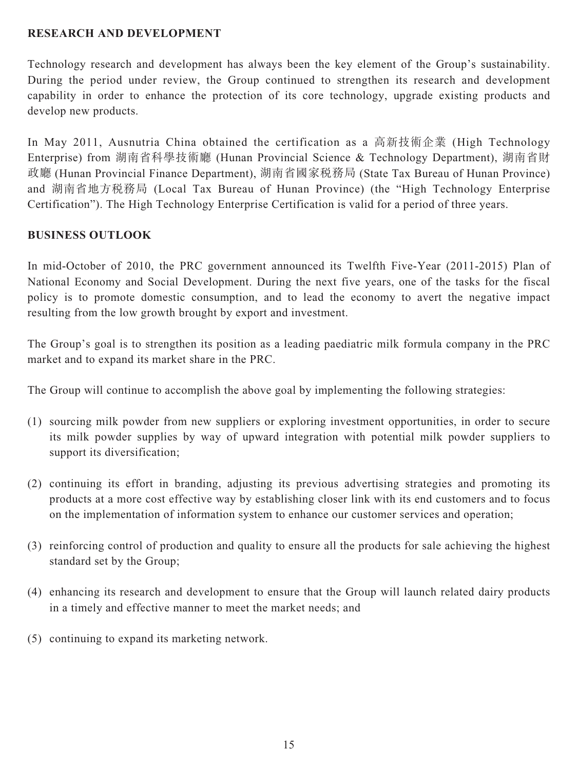## RESEARCH AND DEVELOPMENT

Technology research and development has always been the key element of the Group's sustainability. During the period under review, the Group continued to strengthen its research and development capability in order to enhance the protection of its core technology, upgrade existing products and develop new products.

In May 2011, Ausnutria China obtained the certification as a 高新技術企業 (High Technology Enterprise) from 湖南省科學技術廳 (Hunan Provincial Science & Technology Department), 湖南省財政廳 (Hunan Provincial Finance Department), 湖南省國家稅務局 (State Tax Bureau of Hunan Province) and 湖南省地方稅務局 (Local Tax Bureau of Hunan Province) (the "High Technology Enterprise Certification"). The High Technology Enterprise Certification is valid for a period of three years.

## BUSINESS OUTLOOK

In mid-October of 2010, the PRC government announced its Twelfth Five-Year (2011-2015) Plan of National Economy and Social Development. During the next five years, one of the tasks for the fiscal policy is to promote domestic consumption, and to lead the economy to avert the negative impact resulting from the low growth brought by export and investment.

The Group's goal is to strengthen its position as a leading paediatric milk formula company in the PRC market and to expand its market share in the PRC.

The Group will continue to accomplish the above goal by implementing the following strategies:

(1) sourcing milk powder from new suppliers or exploring investment opportunities, in order to secure its milk powder supplies by way of upward integration with potential milk powder suppliers to support its diversification;

(2) continuing its effort in branding, adjusting its previous advertising strategies and promoting its products at a more cost effective way by establishing closer link with its end customers and to focus on the implementation of information system to enhance our customer services and operation;

(3) reinforcing control of production and quality to ensure all the products for sale achieving the highest standard set by the Group;

(4) enhancing its research and development to ensure that the Group will launch related dairy products in a timely and effective manner to meet the market needs; and

(5) continuing to expand its marketing network.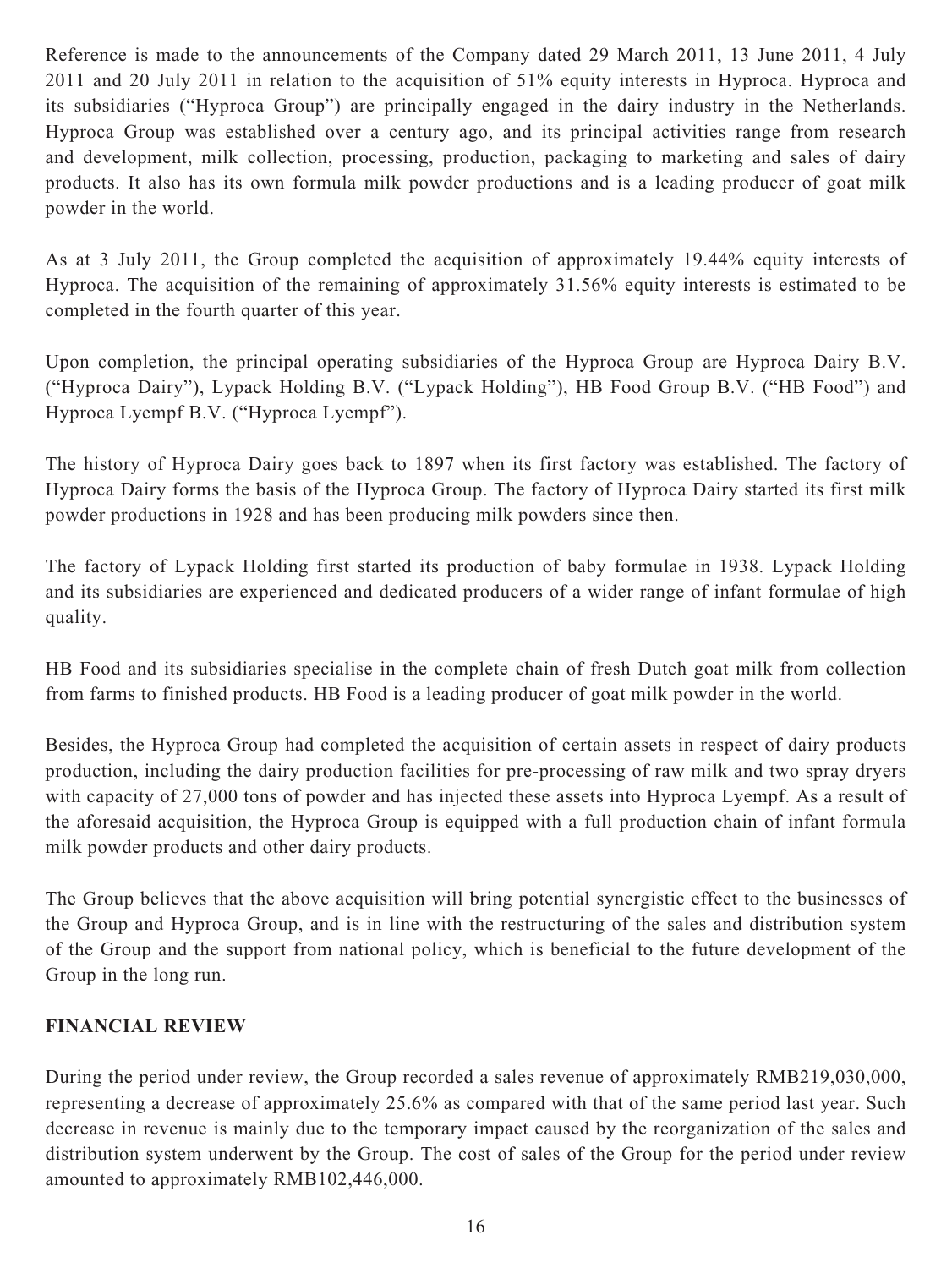Reference is made to the announcements of the Company dated 29 March 2011, 13 June 2011, 4 July 2011 and 20 July 2011 in relation to the acquisition of 51% equity interests in Hyproca. Hyproca and its subsidiaries ("Hyproca Group") are principally engaged in the dairy industry in the Netherlands. Hyproca Group was established over a century ago, and its principal activities range from research and development, milk collection, processing, production, packaging to marketing and sales of dairy products. It also has its own formula milk powder productions and is a leading producer of goat milk powder in the world.

As at 3 July 2011, the Group completed the acquisition of approximately 19.44% equity interests of Hyproca. The acquisition of the remaining of approximately 31.56% equity interests is estimated to be completed in the fourth quarter of this year.

Upon completion, the principal operating subsidiaries of the Hyproca Group are Hyproca Dairy B.V. ("Hyproca Dairy"), Lypack Holding B.V. ("Lypack Holding"), HB Food Group B.V. ("HB Food") and Hyproca Lyempf B.V. ("Hyproca Lyempf").

The history of Hyproca Dairy goes back to 1897 when its first factory was established. The factory of Hyproca Dairy forms the basis of the Hyproca Group. The factory of Hyproca Dairy started its first milk powder productions in 1928 and has been producing milk powders since then.

The factory of Lypack Holding first started its production of baby formulae in 1938. Lypack Holding and its subsidiaries are experienced and dedicated producers of a wider range of infant formulae of high quality.

HB Food and its subsidiaries specialise in the complete chain of fresh Dutch goat milk from collection from farms to finished products. HB Food is a leading producer of goat milk powder in the world.

Besides, the Hyproca Group had completed the acquisition of certain assets in respect of dairy products production, including the dairy production facilities for pre-processing of raw milk and two spray dryers with capacity of 27,000 tons of powder and has injected these assets into Hyproca Lyempf. As a result of the aforesaid acquisition, the Hyproca Group is equipped with a full production chain of infant formula milk powder products and other dairy products.

The Group believes that the above acquisition will bring potential synergistic effect to the businesses of the Group and Hyproca Group, and is in line with the restructuring of the sales and distribution system of the Group and the support from national policy, which is beneficial to the future development of the Group in the long run.

## FINANCIAL REVIEW

During the period under review, the Group recorded a sales revenue of approximately RMB219,030,000, representing a decrease of approximately 25.6% as compared with that of the same period last year. Such decrease in revenue is mainly due to the temporary impact caused by the reorganization of the sales and distribution system underwent by the Group. The cost of sales of the Group for the period under review amounted to approximately RMB102,446,000.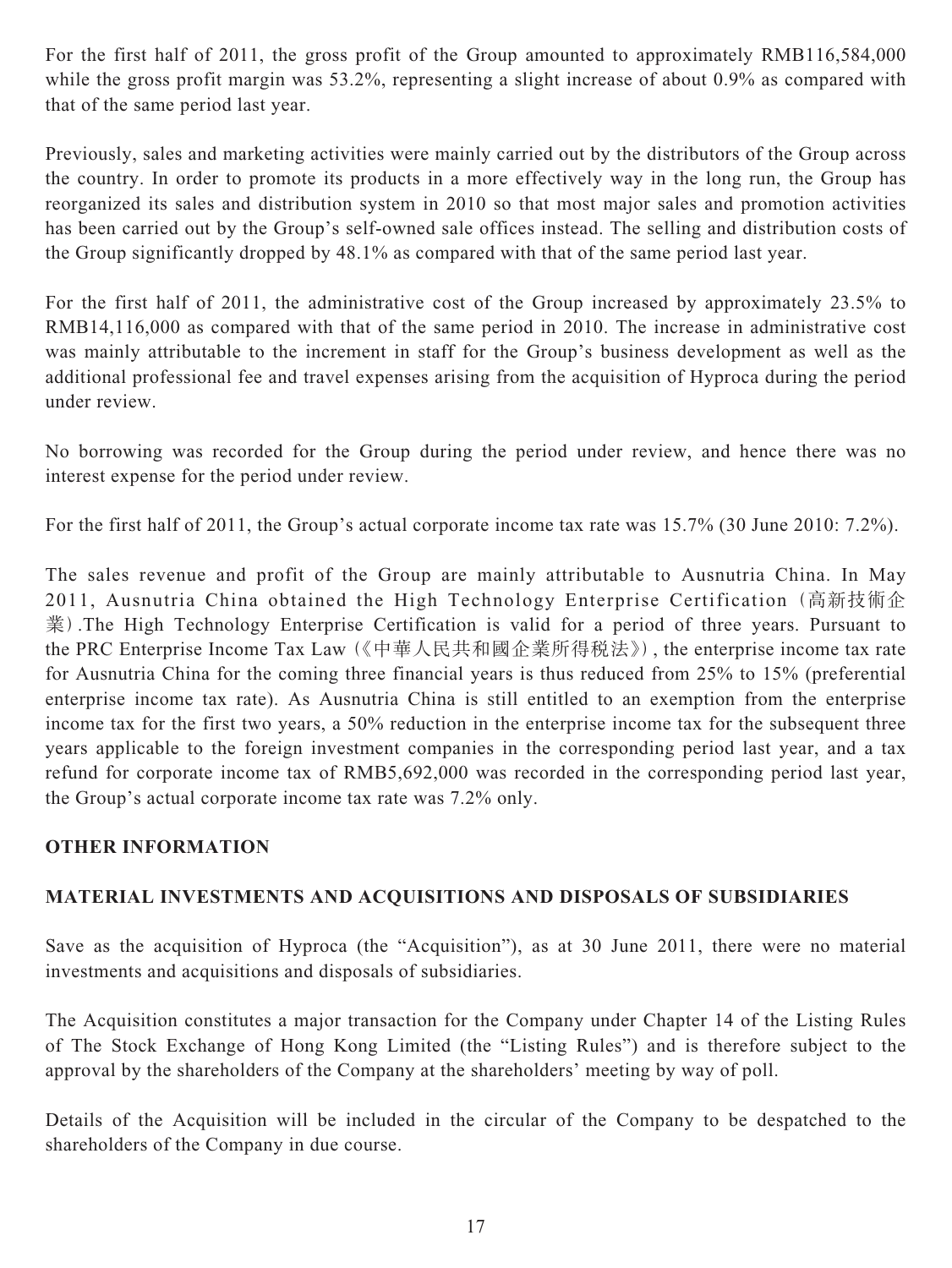For the first half of 2011, the gross profit of the Group amounted to approximately RMB116,584,000 while the gross profit margin was 53.2%, representing a slight increase of about 0.9% as compared with that of the same period last year.

Previously, sales and marketing activities were mainly carried out by the distributors of the Group across the country. In order to promote its products in a more effectively way in the long run, the Group has reorganized its sales and distribution system in 2010 so that most major sales and promotion activities has been carried out by the Group's self-owned sale offices instead. The selling and distribution costs of the Group significantly dropped by 48.1% as compared with that of the same period last year.

For the first half of 2011, the administrative cost of the Group increased by approximately 23.5% to RMB14,116,000 as compared with that of the same period in 2010. The increase in administrative cost was mainly attributable to the increment in staff for the Group's business development as well as the additional professional fee and travel expenses arising from the acquisition of Hyproca during the period under review.

No borrowing was recorded for the Group during the period under review, and hence there was no interest expense for the period under review.

For the first half of 2011, the Group's actual corporate income tax rate was 15.7% (30 June 2010: 7.2%).

The sales revenue and profit of the Group are mainly attributable to Ausnutria China. In May 2011, Ausnutria China obtained the High Technology Enterprise Certification (高新技術企業).The High Technology Enterprise Certification is valid for a period of three years. Pursuant to the PRC Enterprise Income Tax Law (《中華人民共和國企業所得稅法》), the enterprise income tax rate for Ausnutria China for the coming three financial years is thus reduced from 25% to 15% (preferential enterprise income tax rate). As Ausnutria China is still entitled to an exemption from the enterprise income tax for the first two years, a 50% reduction in the enterprise income tax for the subsequent three years applicable to the foreign investment companies in the corresponding period last year, and a tax refund for corporate income tax of RMB5,692,000 was recorded in the corresponding period last year, the Group's actual corporate income tax rate was 7.2% only.

## OTHER INFORMATION

## MATERIAL INVESTMENTS AND ACQUISITIONS AND DISPOSALS OF SUBSIDIARIES

Save as the acquisition of Hyproca (the "Acquisition"), as at 30 June 2011, there were no material investments and acquisitions and disposals of subsidiaries.

The Acquisition constitutes a major transaction for the Company under Chapter 14 of the Listing Rules of The Stock Exchange of Hong Kong Limited (the "Listing Rules") and is therefore subject to the approval by the shareholders of the Company at the shareholders' meeting by way of poll.

Details of the Acquisition will be included in the circular of the Company to be despatched to the shareholders of the Company in due course.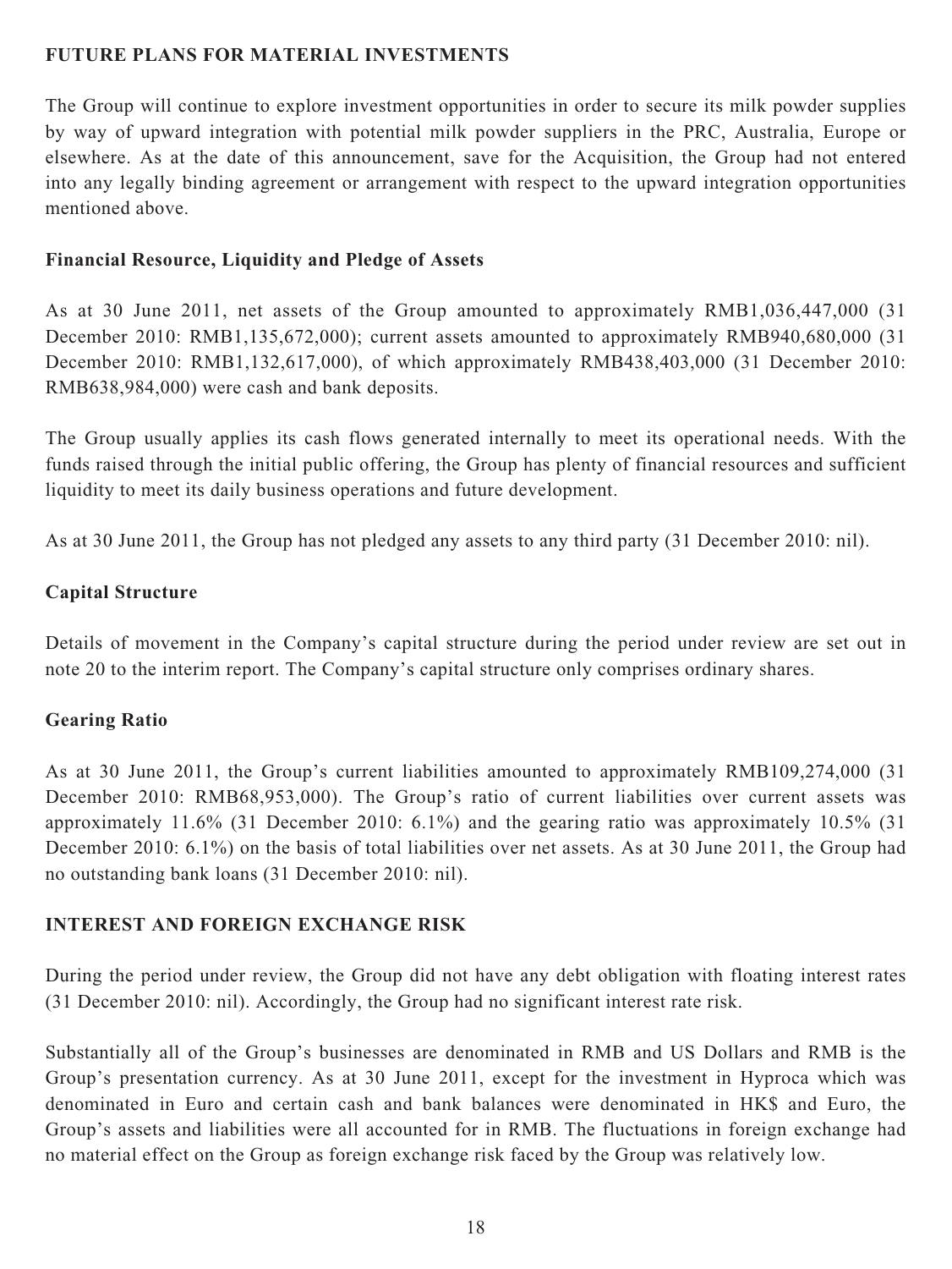## FUTURE PLANS FOR MATERIAL INVESTMENTS

The Group will continue to explore investment opportunities in order to secure its milk powder supplies by way of upward integration with potential milk powder suppliers in the PRC, Australia, Europe or elsewhere. As at the date of this announcement, save for the Acquisition, the Group had not entered into any legally binding agreement or arrangement with respect to the upward integration opportunities mentioned above.

### Financial Resource, Liquidity and Pledge of Assets

As at 30 June 2011, net assets of the Group amounted to approximately RMB1,036,447,000 (31 December 2010: RMB1,135,672,000); current assets amounted to approximately RMB940,680,000 (31 December 2010: RMB1,132,617,000), of which approximately RMB438,403,000 (31 December 2010: RMB638,984,000) were cash and bank deposits.

The Group usually applies its cash flows generated internally to meet its operational needs. With the funds raised through the initial public offering, the Group has plenty of financial resources and sufficient liquidity to meet its daily business operations and future development.

As at 30 June 2011, the Group has not pledged any assets to any third party (31 December 2010: nil).

### Capital Structure

Details of movement in the Company's capital structure during the period under review are set out in note 20 to the interim report. The Company's capital structure only comprises ordinary shares.

### Gearing Ratio

As at 30 June 2011, the Group's current liabilities amounted to approximately RMB109,274,000 (31 December 2010: RMB68,953,000). The Group's ratio of current liabilities over current assets was approximately 11.6% (31 December 2010: 6.1%) and the gearing ratio was approximately 10.5% (31 December 2010: 6.1%) on the basis of total liabilities over net assets. As at 30 June 2011, the Group had no outstanding bank loans (31 December 2010: nil).

## INTEREST AND FOREIGN EXCHANGE RISK

During the period under review, the Group did not have any debt obligation with floating interest rates (31 December 2010: nil). Accordingly, the Group had no significant interest rate risk.

Substantially all of the Group's businesses are denominated in RMB and US Dollars and RMB is the Group's presentation currency. As at 30 June 2011, except for the investment in Hyproca which was denominated in Euro and certain cash and bank balances were denominated in HK$ and Euro, the Group's assets and liabilities were all accounted for in RMB. The fluctuations in foreign exchange had no material effect on the Group as foreign exchange risk faced by the Group was relatively low.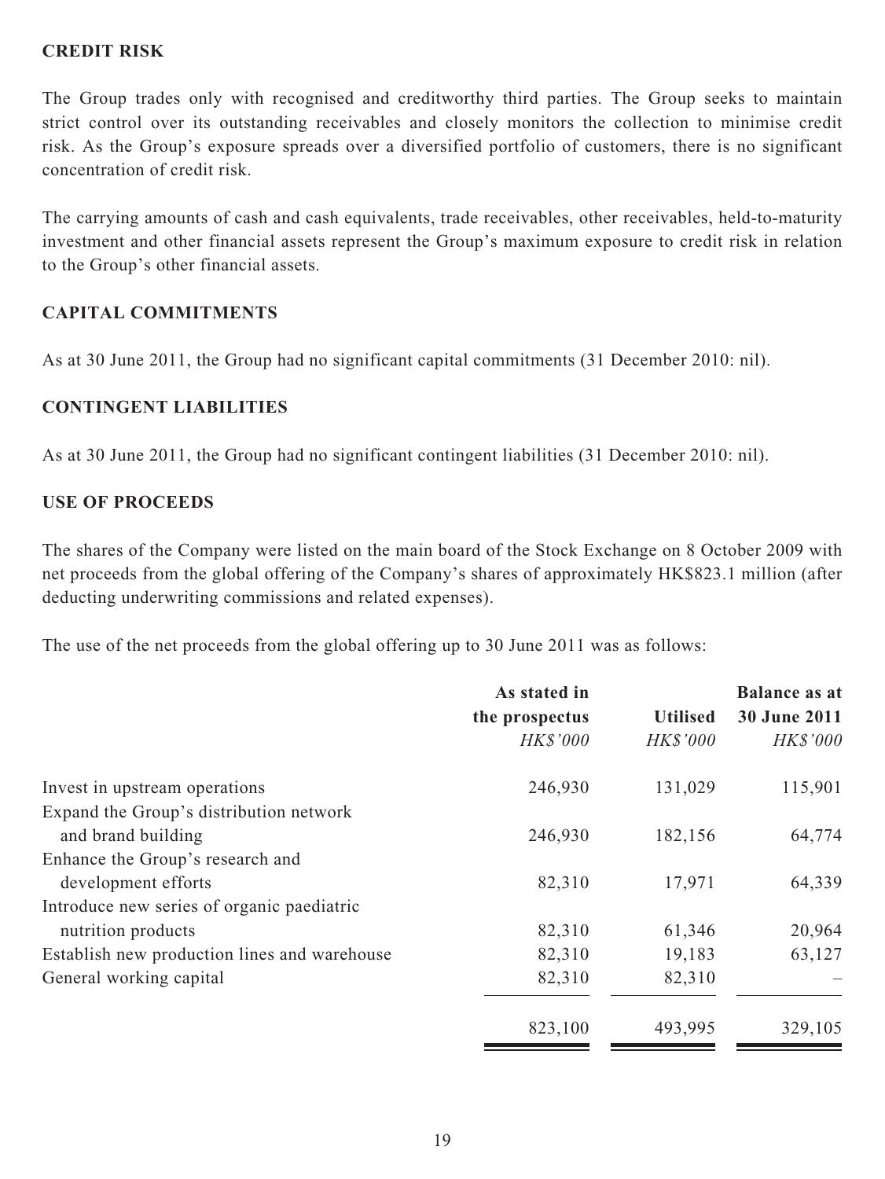## CREDIT RISK

The Group trades only with recognised and creditworthy third parties. The Group seeks to maintain strict control over its outstanding receivables and closely monitors the collection to minimise credit risk. As the Group's exposure spreads over a diversified portfolio of customers, there is no significant concentration of credit risk.

The carrying amounts of cash and cash equivalents, trade receivables, other receivables, held-to-maturity investment and other financial assets represent the Group's maximum exposure to credit risk in relation to the Group's other financial assets.

## CAPITAL COMMITMENTS

As at 30 June 2011, the Group had no significant capital commitments (31 December 2010: nil).

## CONTINGENT LIABILITIES

As at 30 June 2011, the Group had no significant contingent liabilities (31 December 2010: nil).

## USE OF PROCEEDS

The shares of the Company were listed on the main board of the Stock Exchange on 8 October 2009 with net proceeds from the global offering of the Company's shares of approximately HK$823.1 million (after deducting underwriting commissions and related expenses).

The use of the net proceeds from the global offering up to 30 June 2011 was as follows:

| | As stated in the prospectus | Utilised | Balance as at 30 June 2011 |
|---|---|---|---|
| | *HK$'000* | *HK$'000* | *HK$'000* |
| Invest in upstream operations | 246,930 | 131,029 | 115,901 |
| Expand the Group's distribution network and brand building | 246,930 | 182,156 | 64,774 |
| Enhance the Group's research and development efforts | 82,310 | 17,971 | 64,339 |
| Introduce new series of organic paediatric nutrition products | 82,310 | 61,346 | 20,964 |
| Establish new production lines and warehouse | 82,310 | 19,183 | 63,127 |
| General working capital | 82,310 | 82,310 | – |
| | 823,100 | 493,995 | 329,105 |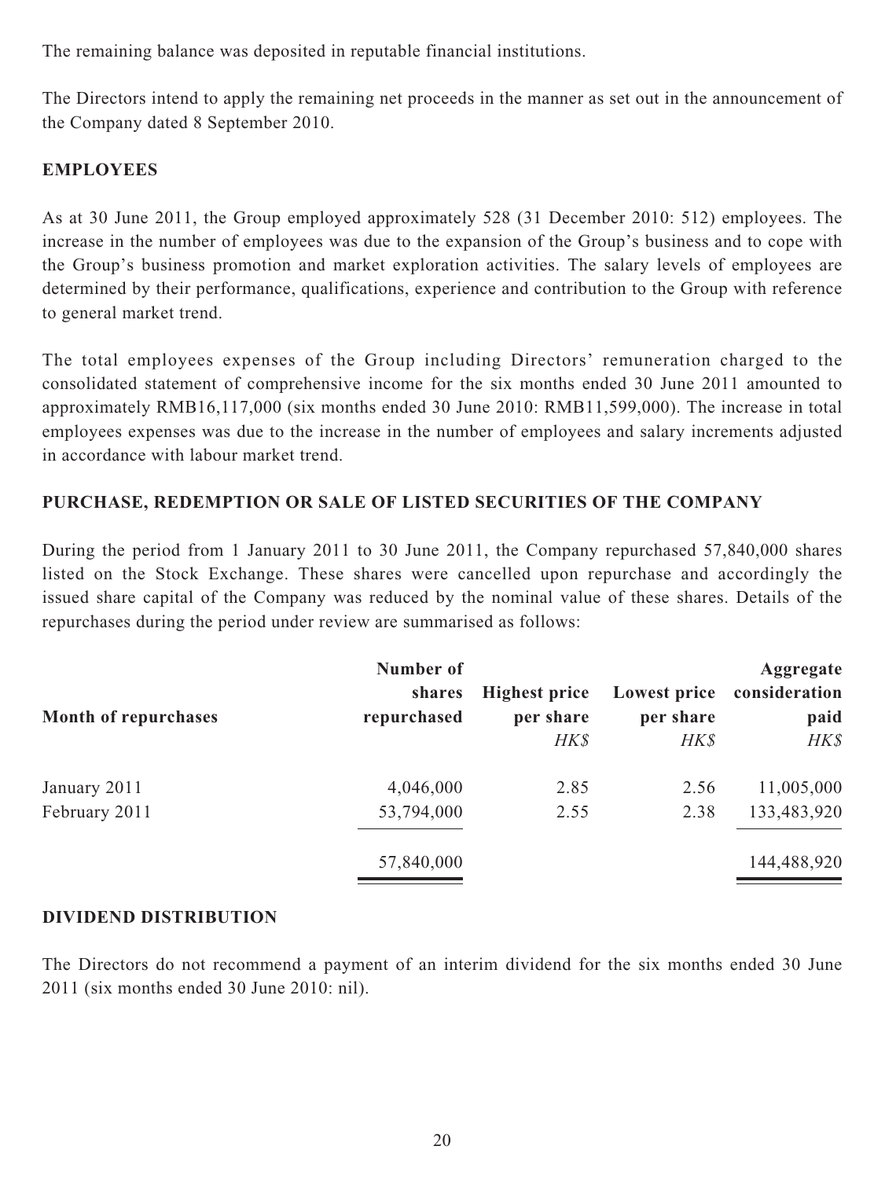The remaining balance was deposited in reputable financial institutions.

The Directors intend to apply the remaining net proceeds in the manner as set out in the announcement of the Company dated 8 September 2010.

## EMPLOYEES

As at 30 June 2011, the Group employed approximately 528 (31 December 2010: 512) employees. The increase in the number of employees was due to the expansion of the Group's business and to cope with the Group's business promotion and market exploration activities. The salary levels of employees are determined by their performance, qualifications, experience and contribution to the Group with reference to general market trend.

The total employees expenses of the Group including Directors' remuneration charged to the consolidated statement of comprehensive income for the six months ended 30 June 2011 amounted to approximately RMB16,117,000 (six months ended 30 June 2010: RMB11,599,000). The increase in total employees expenses was due to the increase in the number of employees and salary increments adjusted in accordance with labour market trend.

## PURCHASE, REDEMPTION OR SALE OF LISTED SECURITIES OF THE COMPANY

During the period from 1 January 2011 to 30 June 2011, the Company repurchased 57,840,000 shares listed on the Stock Exchange. These shares were cancelled upon repurchase and accordingly the issued share capital of the Company was reduced by the nominal value of these shares. Details of the repurchases during the period under review are summarised as follows:

| Month of repurchases | Number of shares repurchased | Highest price per share *HK$* | Lowest price per share *HK$* | Aggregate consideration paid *HK$* |
|---|---|---|---|---|
| January 2011 | 4,046,000 | 2.85 | 2.56 | 11,005,000 |
| February 2011 | 53,794,000 | 2.55 | 2.38 | 133,483,920 |
| | 57,840,000 | | | 144,488,920 |

## DIVIDEND DISTRIBUTION

The Directors do not recommend a payment of an interim dividend for the six months ended 30 June 2011 (six months ended 30 June 2010: nil).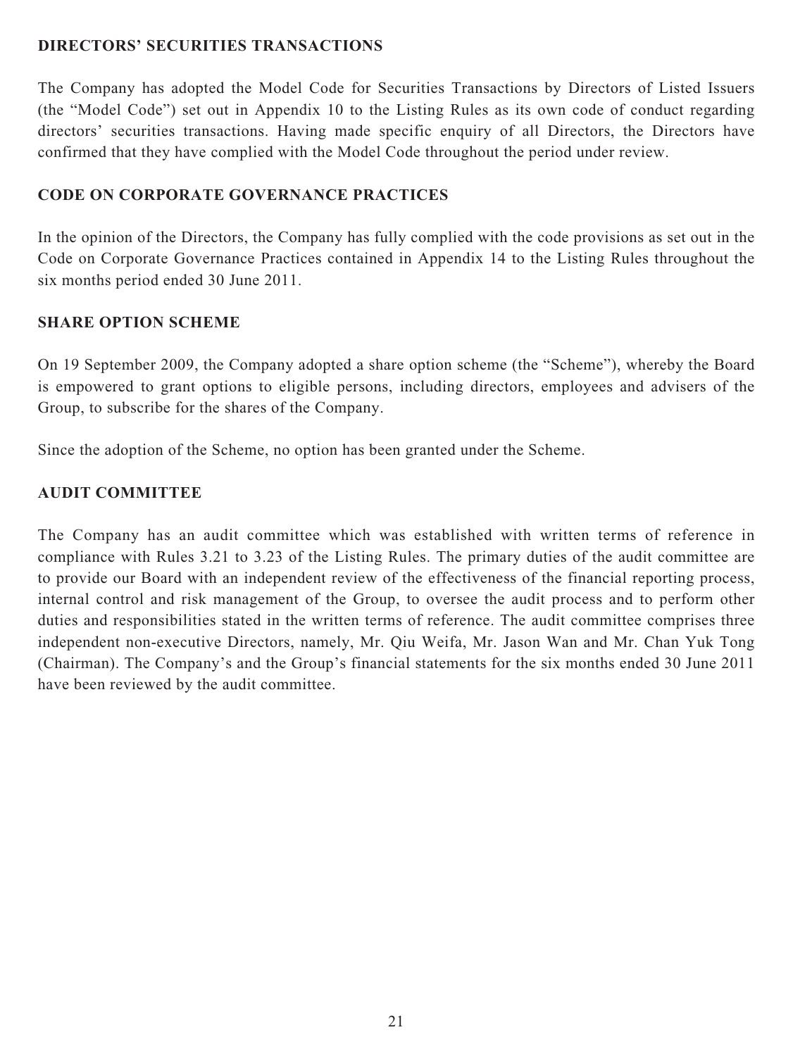## DIRECTORS' SECURITIES TRANSACTIONS

The Company has adopted the Model Code for Securities Transactions by Directors of Listed Issuers (the "Model Code") set out in Appendix 10 to the Listing Rules as its own code of conduct regarding directors' securities transactions. Having made specific enquiry of all Directors, the Directors have confirmed that they have complied with the Model Code throughout the period under review.

## CODE ON CORPORATE GOVERNANCE PRACTICES

In the opinion of the Directors, the Company has fully complied with the code provisions as set out in the Code on Corporate Governance Practices contained in Appendix 14 to the Listing Rules throughout the six months period ended 30 June 2011.

## SHARE OPTION SCHEME

On 19 September 2009, the Company adopted a share option scheme (the "Scheme"), whereby the Board is empowered to grant options to eligible persons, including directors, employees and advisers of the Group, to subscribe for the shares of the Company.

Since the adoption of the Scheme, no option has been granted under the Scheme.

## AUDIT COMMITTEE

The Company has an audit committee which was established with written terms of reference in compliance with Rules 3.21 to 3.23 of the Listing Rules. The primary duties of the audit committee are to provide our Board with an independent review of the effectiveness of the financial reporting process, internal control and risk management of the Group, to oversee the audit process and to perform other duties and responsibilities stated in the written terms of reference. The audit committee comprises three independent non-executive Directors, namely, Mr. Qiu Weifa, Mr. Jason Wan and Mr. Chan Yuk Tong (Chairman). The Company's and the Group's financial statements for the six months ended 30 June 2011 have been reviewed by the audit committee.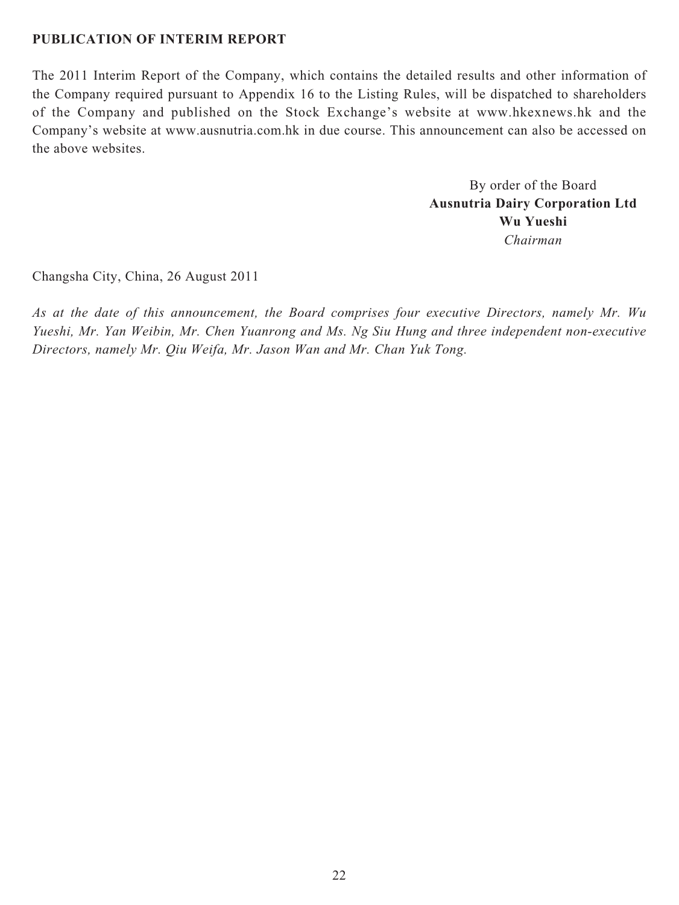## PUBLICATION OF INTERIM REPORT

The 2011 Interim Report of the Company, which contains the detailed results and other information of the Company required pursuant to Appendix 16 to the Listing Rules, will be dispatched to shareholders of the Company and published on the Stock Exchange's website at www.hkexnews.hk and the Company's website at www.ausnutria.com.hk in due course. This announcement can also be accessed on the above websites.

By order of the Board
**Ausnutria Dairy Corporation Ltd**
**Wu Yueshi**
*Chairman*

Changsha City, China, 26 August 2011

*As at the date of this announcement, the Board comprises four executive Directors, namely Mr. Wu Yueshi, Mr. Yan Weibin, Mr. Chen Yuanrong and Ms. Ng Siu Hung and three independent non-executive Directors, namely Mr. Qiu Weifa, Mr. Jason Wan and Mr. Chan Yuk Tong.*